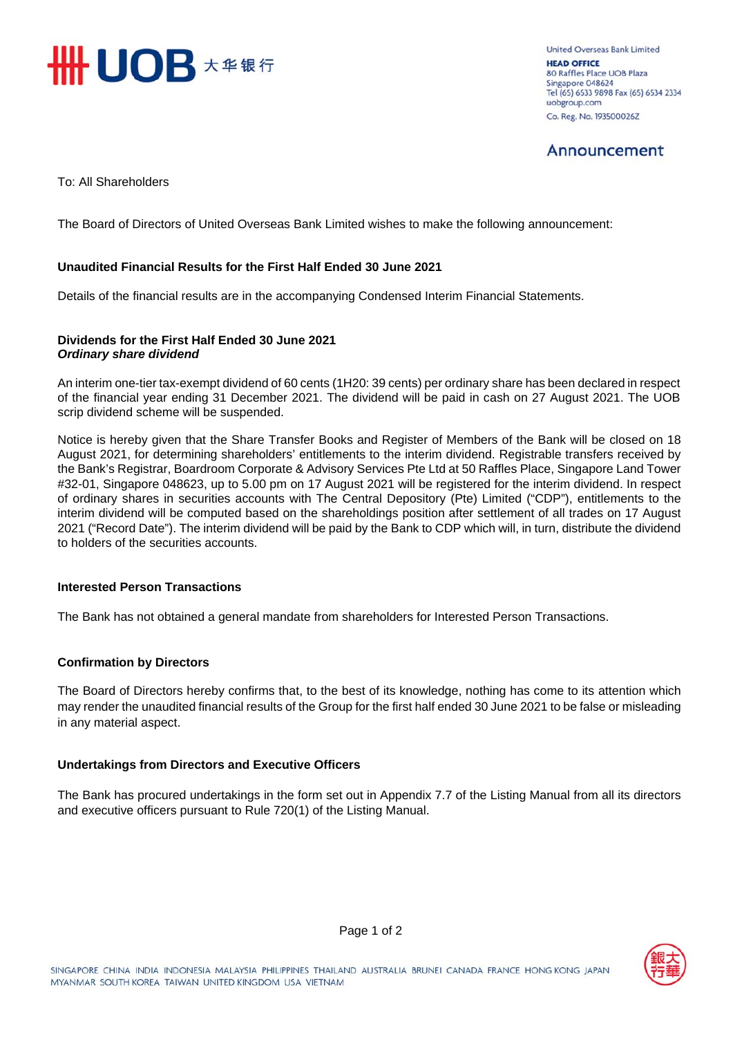United Overseas Bank Limited
**HEAD OFFICE**
80 Raffles Place UOB Plaza
Singapore 048624
Tel (65) 6533 9898 Fax (65) 6534 2334
uobgroup.com
Co. Reg. No. 193500026Z

## Announcement

To: All Shareholders

The Board of Directors of United Overseas Bank Limited wishes to make the following announcement:

### Unaudited Financial Results for the First Half Ended 30 June 2021

Details of the financial results are in the accompanying Condensed Interim Financial Statements.

### Dividends for the First Half Ended 30 June 2021

***Ordinary share dividend***

An interim one-tier tax-exempt dividend of 60 cents (1H20: 39 cents) per ordinary share has been declared in respect of the financial year ending 31 December 2021. The dividend will be paid in cash on 27 August 2021. The UOB scrip dividend scheme will be suspended.

Notice is hereby given that the Share Transfer Books and Register of Members of the Bank will be closed on 18 August 2021, for determining shareholders' entitlements to the interim dividend. Registrable transfers received by the Bank's Registrar, Boardroom Corporate & Advisory Services Pte Ltd at 50 Raffles Place, Singapore Land Tower #32-01, Singapore 048623, up to 5.00 pm on 17 August 2021 will be registered for the interim dividend. In respect of ordinary shares in securities accounts with The Central Depository (Pte) Limited ("CDP"), entitlements to the interim dividend will be computed based on the shareholdings position after settlement of all trades on 17 August 2021 ("Record Date"). The interim dividend will be paid by the Bank to CDP which will, in turn, distribute the dividend to holders of the securities accounts.

### Interested Person Transactions

The Bank has not obtained a general mandate from shareholders for Interested Person Transactions.

### Confirmation by Directors

The Board of Directors hereby confirms that, to the best of its knowledge, nothing has come to its attention which may render the unaudited financial results of the Group for the first half ended 30 June 2021 to be false or misleading in any material aspect.

### Undertakings from Directors and Executive Officers

The Bank has procured undertakings in the form set out in Appendix 7.7 of the Listing Manual from all its directors and executive officers pursuant to Rule 720(1) of the Listing Manual.

SINGAPORE CHINA INDIA INDONESIA MALAYSIA PHILIPPINES THAILAND AUSTRALIA BRUNEI CANADA FRANCE HONG KONG JAPAN MYANMAR SOUTH KOREA TAIWAN UNITED KINGDOM USA VIETNAM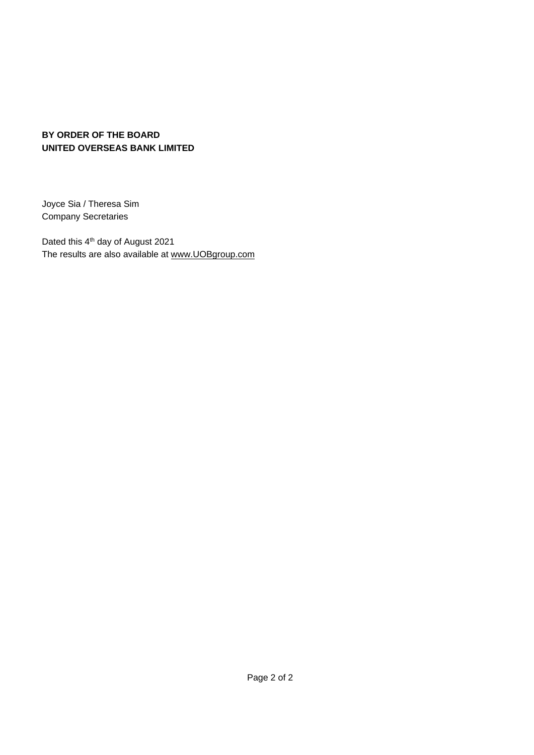**BY ORDER OF THE BOARD**
**UNITED OVERSEAS BANK LIMITED**

Joyce Sia / Theresa Sim
Company Secretaries

Dated this 4th day of August 2021
The results are also available at www.UOBgroup.com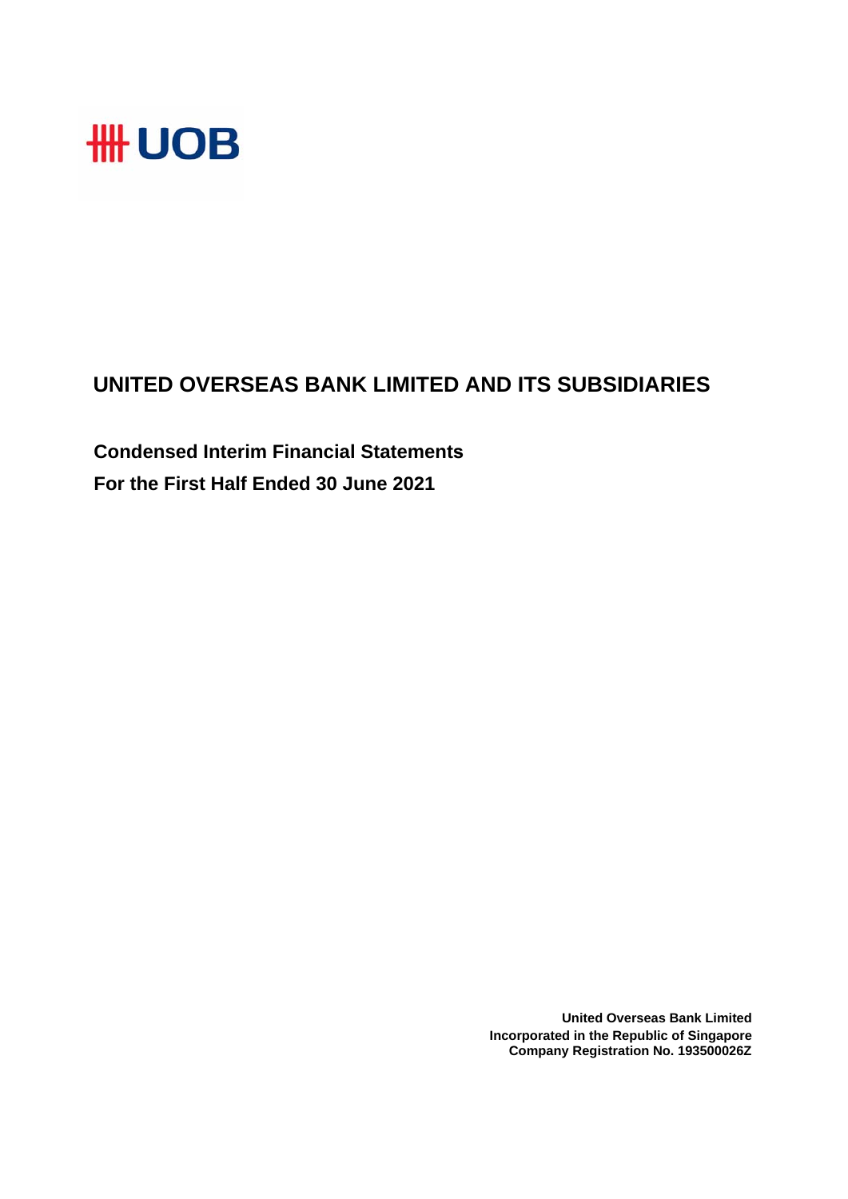UOB

# UNITED OVERSEAS BANK LIMITED AND ITS SUBSIDIARIES

## Condensed Interim Financial Statements

## For the First Half Ended 30 June 2021

**United Overseas Bank Limited**
**Incorporated in the Republic of Singapore**
**Company Registration No. 193500026Z**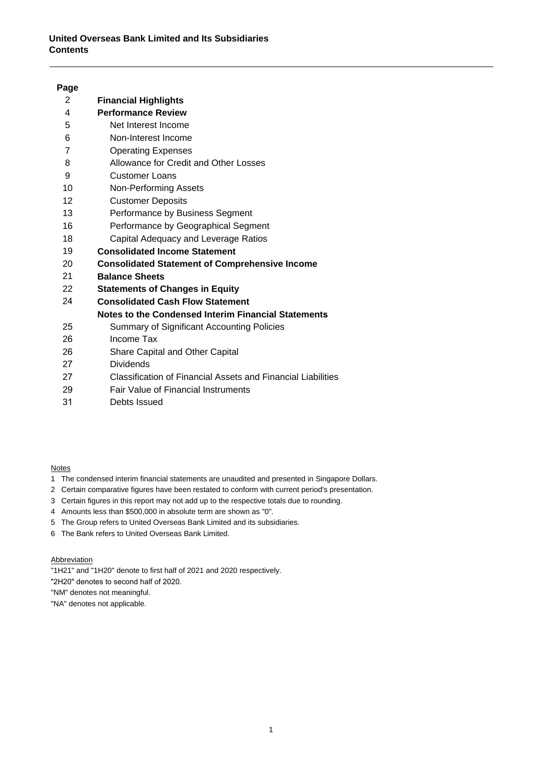**United Overseas Bank Limited and Its Subsidiaries**
**Contents**

| Page | |
|---|---|
| 2 | **Financial Highlights** |
| 4 | **Performance Review** |
| 5 | Net Interest Income |
| 6 | Non-Interest Income |
| 7 | Operating Expenses |
| 8 | Allowance for Credit and Other Losses |
| 9 | Customer Loans |
| 10 | Non-Performing Assets |
| 12 | Customer Deposits |
| 13 | Performance by Business Segment |
| 16 | Performance by Geographical Segment |
| 18 | Capital Adequacy and Leverage Ratios |
| 19 | **Consolidated Income Statement** |
| 20 | **Consolidated Statement of Comprehensive Income** |
| 21 | **Balance Sheets** |
| 22 | **Statements of Changes in Equity** |
| 24 | **Consolidated Cash Flow Statement** |
| | **Notes to the Condensed Interim Financial Statements** |
| 25 | Summary of Significant Accounting Policies |
| 26 | Income Tax |
| 26 | Share Capital and Other Capital |
| 27 | Dividends |
| 27 | Classification of Financial Assets and Financial Liabilities |
| 29 | Fair Value of Financial Instruments |
| 31 | Debts Issued |

Notes

1. The condensed interim financial statements are unaudited and presented in Singapore Dollars.
2. Certain comparative figures have been restated to conform with current period's presentation.
3. Certain figures in this report may not add up to the respective totals due to rounding.
4. Amounts less than $500,000 in absolute term are shown as "0".
5. The Group refers to United Overseas Bank Limited and its subsidiaries.
6. The Bank refers to United Overseas Bank Limited.

Abbreviation

"1H21" and "1H20" denote to first half of 2021 and 2020 respectively.
"2H20" denotes to second half of 2020.
"NM" denotes not meaningful.
"NA" denotes not applicable.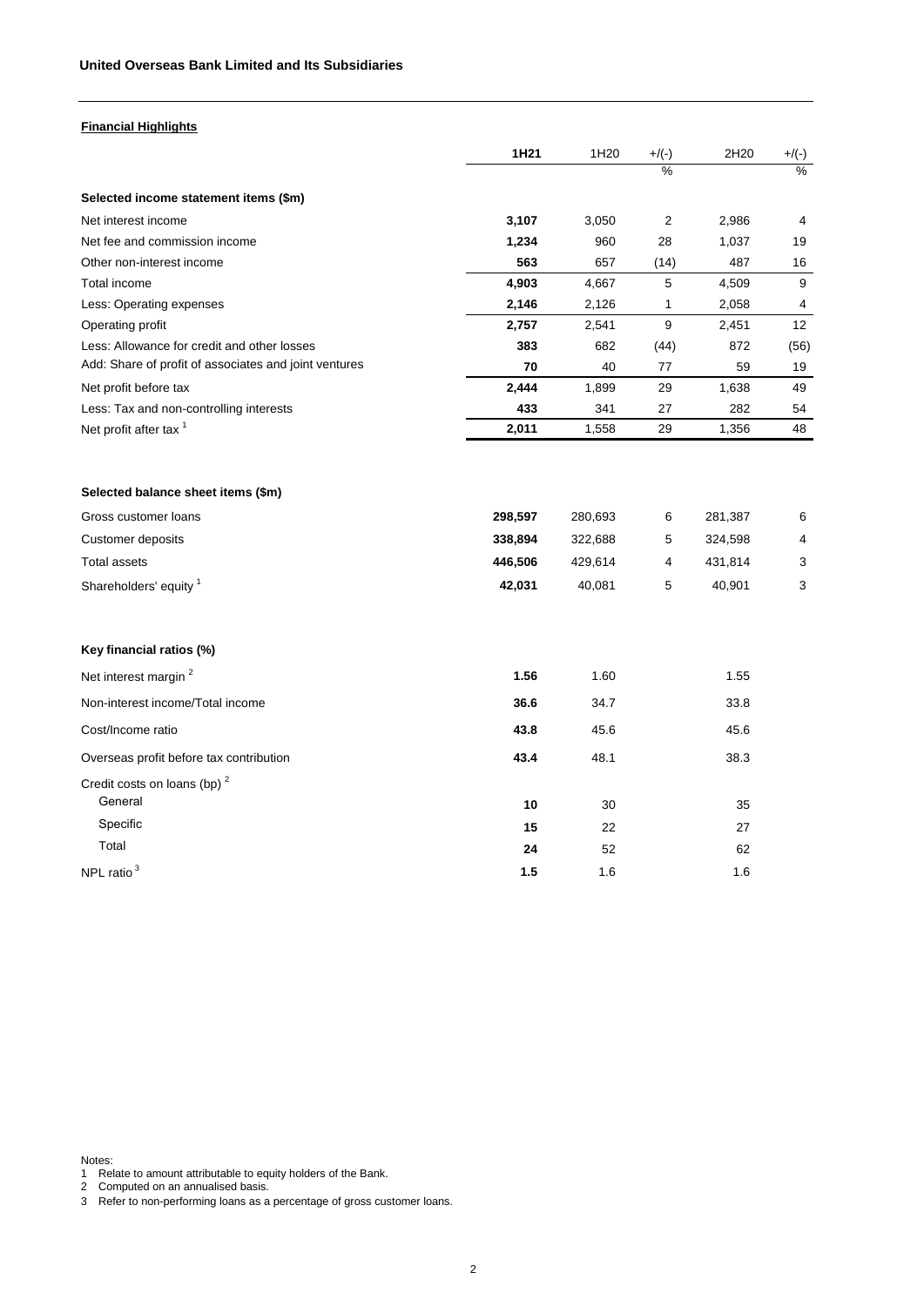**United Overseas Bank Limited and Its Subsidiaries**

**Financial Highlights**

| | **1H21** | 1H20 | +/(-) % | 2H20 | +/(-) % |
|---|---|---|---|---|---|
| **Selected income statement items ($m)** | | | | | |
| Net interest income | **3,107** | 3,050 | 2 | 2,986 | 4 |
| Net fee and commission income | **1,234** | 960 | 28 | 1,037 | 19 |
| Other non-interest income | **563** | 657 | (14) | 487 | 16 |
| Total income | **4,903** | 4,667 | 5 | 4,509 | 9 |
| Less: Operating expenses | **2,146** | 2,126 | 1 | 2,058 | 4 |
| Operating profit | **2,757** | 2,541 | 9 | 2,451 | 12 |
| Less: Allowance for credit and other losses | **383** | 682 | (44) | 872 | (56) |
| Add: Share of profit of associates and joint ventures | **70** | 40 | 77 | 59 | 19 |
| Net profit before tax | **2,444** | 1,899 | 29 | 1,638 | 49 |
| Less: Tax and non-controlling interests | **433** | 341 | 27 | 282 | 54 |
| Net profit after tax [1] | **2,011** | 1,558 | 29 | 1,356 | 48 |
| | | | | | |
| **Selected balance sheet items ($m)** | | | | | |
| Gross customer loans | **298,597** | 280,693 | 6 | 281,387 | 6 |
| Customer deposits | **338,894** | 322,688 | 5 | 324,598 | 4 |
| Total assets | **446,506** | 429,614 | 4 | 431,814 | 3 |
| Shareholders' equity [1] | **42,031** | 40,081 | 5 | 40,901 | 3 |
| | | | | | |
| **Key financial ratios (%)** | | | | | |
| Net interest margin [2] | **1.56** | 1.60 | | 1.55 | |
| Non-interest income/Total income | **36.6** | 34.7 | | 33.8 | |
| Cost/Income ratio | **43.8** | 45.6 | | 45.6 | |
| Overseas profit before tax contribution | **43.4** | 48.1 | | 38.3 | |
| Credit costs on loans (bp) [2] | | | | | |
| General | **10** | 30 | | 35 | |
| Specific | **15** | 22 | | 27 | |
| Total | **24** | 52 | | 62 | |
| NPL ratio [3] | **1.5** | 1.6 | | 1.6 | |

Notes:
1 Relate to amount attributable to equity holders of the Bank.
2 Computed on an annualised basis.
3 Refer to non-performing loans as a percentage of gross customer loans.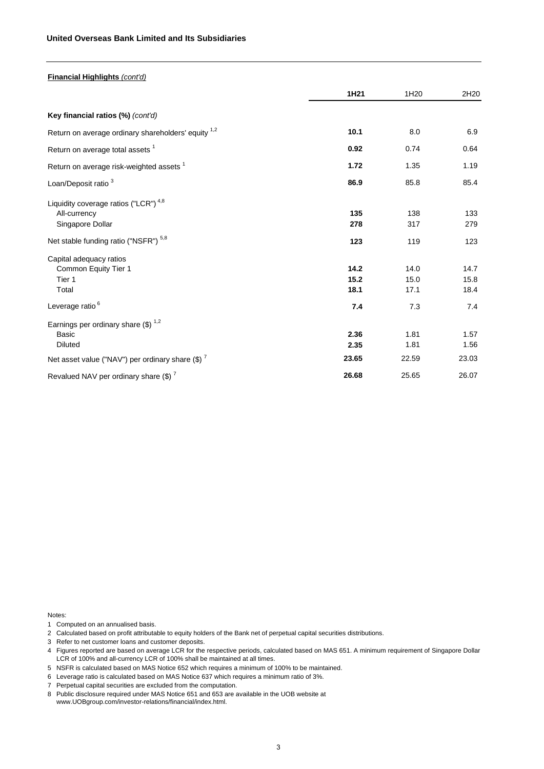**Financial Highlights** *(cont'd)*

| | **1H21** | 1H20 | 2H20 |
|---|---|---|---|
| **Key financial ratios (%)** *(cont'd)* | | | |
| Return on average ordinary shareholders' equity [1,2] | **10.1** | 8.0 | 6.9 |
| Return on average total assets [1] | **0.92** | 0.74 | 0.64 |
| Return on average risk-weighted assets [1] | **1.72** | 1.35 | 1.19 |
| Loan/Deposit ratio [3] | **86.9** | 85.8 | 85.4 |
| Liquidity coverage ratios ("LCR") [4,8] | | | |
| All-currency | **135** | 138 | 133 |
| Singapore Dollar | **278** | 317 | 279 |
| Net stable funding ratio ("NSFR") [5,8] | **123** | 119 | 123 |
| Capital adequacy ratios | | | |
| Common Equity Tier 1 | **14.2** | 14.0 | 14.7 |
| Tier 1 | **15.2** | 15.0 | 15.8 |
| Total | **18.1** | 17.1 | 18.4 |
| Leverage ratio [6] | **7.4** | 7.3 | 7.4 |
| Earnings per ordinary share ($) [1,2] | | | |
| Basic | **2.36** | 1.81 | 1.57 |
| Diluted | **2.35** | 1.81 | 1.56 |
| Net asset value ("NAV") per ordinary share ($) [7] | **23.65** | 22.59 | 23.03 |
| Revalued NAV per ordinary share ($) [7] | **26.68** | 25.65 | 26.07 |

Notes:

1. Computed on an annualised basis.
2. Calculated based on profit attributable to equity holders of the Bank net of perpetual capital securities distributions.
3. Refer to net customer loans and customer deposits.
4. Figures reported are based on average LCR for the respective periods, calculated based on MAS 651. A minimum requirement of Singapore Dollar LCR of 100% and all-currency LCR of 100% shall be maintained at all times.
5. NSFR is calculated based on MAS Notice 652 which requires a minimum of 100% to be maintained.
6. Leverage ratio is calculated based on MAS Notice 637 which requires a minimum ratio of 3%.
7. Perpetual capital securities are excluded from the computation.
8. Public disclosure required under MAS Notice 651 and 653 are available in the UOB website at www.UOBgroup.com/investor-relations/financial/index.html.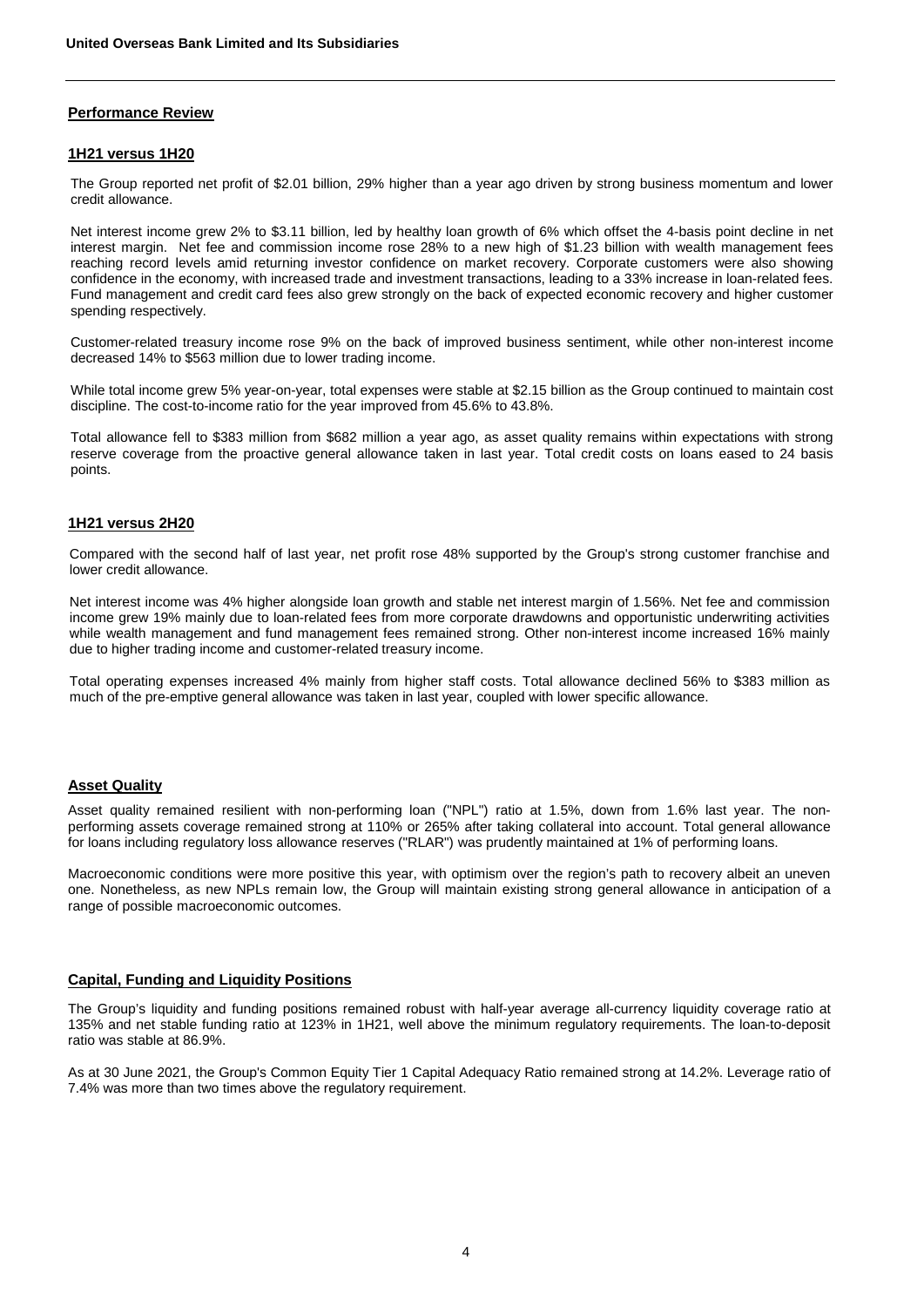## Performance Review

### 1H21 versus 1H20

The Group reported net profit of $2.01 billion, 29% higher than a year ago driven by strong business momentum and lower credit allowance.

Net interest income grew 2% to $3.11 billion, led by healthy loan growth of 6% which offset the 4-basis point decline in net interest margin. Net fee and commission income rose 28% to a new high of $1.23 billion with wealth management fees reaching record levels amid returning investor confidence on market recovery. Corporate customers were also showing confidence in the economy, with increased trade and investment transactions, leading to a 33% increase in loan-related fees. Fund management and credit card fees also grew strongly on the back of expected economic recovery and higher customer spending respectively.

Customer-related treasury income rose 9% on the back of improved business sentiment, while other non-interest income decreased 14% to $563 million due to lower trading income.

While total income grew 5% year-on-year, total expenses were stable at $2.15 billion as the Group continued to maintain cost discipline. The cost-to-income ratio for the year improved from 45.6% to 43.8%.

Total allowance fell to $383 million from $682 million a year ago, as asset quality remains within expectations with strong reserve coverage from the proactive general allowance taken in last year. Total credit costs on loans eased to 24 basis points.

### 1H21 versus 2H20

Compared with the second half of last year, net profit rose 48% supported by the Group's strong customer franchise and lower credit allowance.

Net interest income was 4% higher alongside loan growth and stable net interest margin of 1.56%. Net fee and commission income grew 19% mainly due to loan-related fees from more corporate drawdowns and opportunistic underwriting activities while wealth management and fund management fees remained strong. Other non-interest income increased 16% mainly due to higher trading income and customer-related treasury income.

Total operating expenses increased 4% mainly from higher staff costs. Total allowance declined 56% to $383 million as much of the pre-emptive general allowance was taken in last year, coupled with lower specific allowance.

## Asset Quality

Asset quality remained resilient with non-performing loan ("NPL") ratio at 1.5%, down from 1.6% last year. The non-performing assets coverage remained strong at 110% or 265% after taking collateral into account. Total general allowance for loans including regulatory loss allowance reserves ("RLAR") was prudently maintained at 1% of performing loans.

Macroeconomic conditions were more positive this year, with optimism over the region's path to recovery albeit an uneven one. Nonetheless, as new NPLs remain low, the Group will maintain existing strong general allowance in anticipation of a range of possible macroeconomic outcomes.

## Capital, Funding and Liquidity Positions

The Group's liquidity and funding positions remained robust with half-year average all-currency liquidity coverage ratio at 135% and net stable funding ratio at 123% in 1H21, well above the minimum regulatory requirements. The loan-to-deposit ratio was stable at 86.9%.

As at 30 June 2021, the Group's Common Equity Tier 1 Capital Adequacy Ratio remained strong at 14.2%. Leverage ratio of 7.4% was more than two times above the regulatory requirement.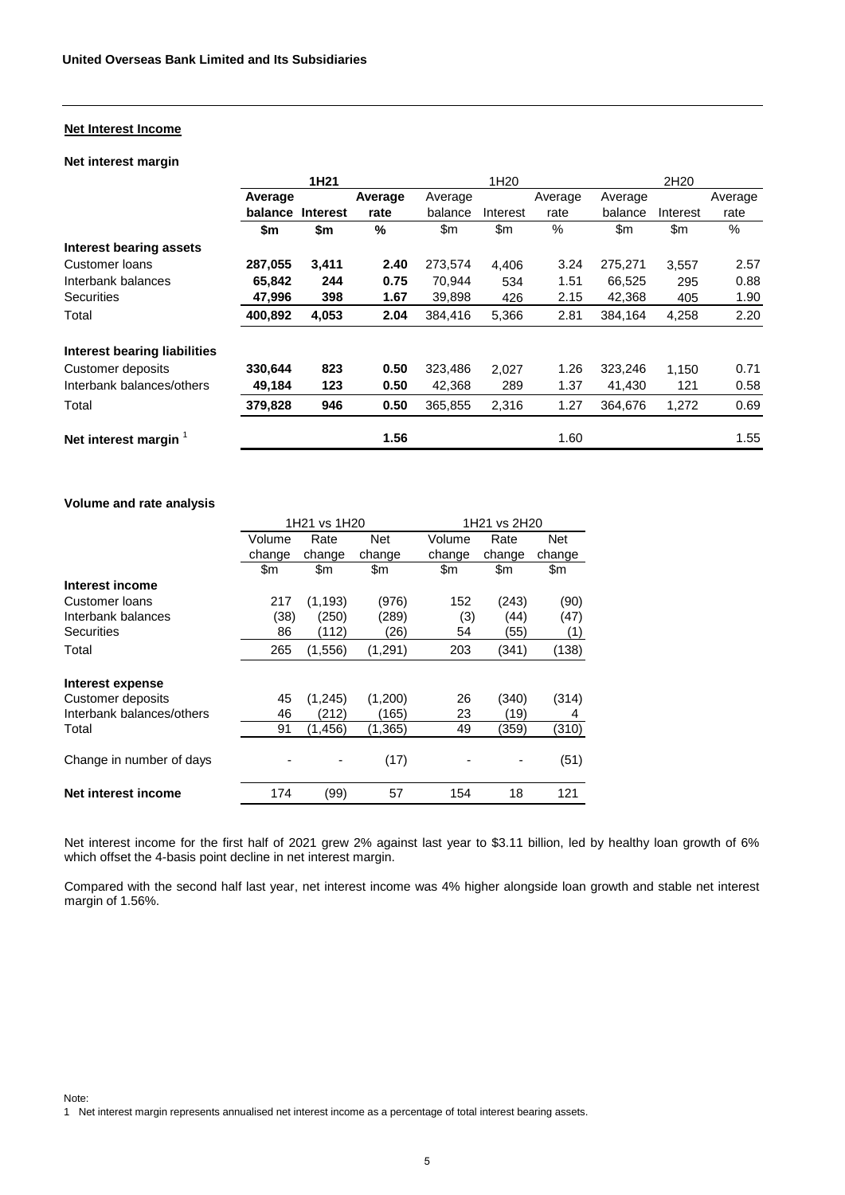## Net Interest Income

### Net interest margin

| | 1H21 | | | 1H20 | | | 2H20 | | |
|---|---|---|---|---|---|---|---|---|---|
| | **Average balance** | **Interest** | **Average rate** | Average balance | Interest | Average rate | Average balance | Interest | Average rate |
| | **$m** | **$m** | **%** | $m | $m | % | $m | $m | % |
| **Interest bearing assets** | | | | | | | | | |
| Customer loans | **287,055** | **3,411** | **2.40** | 273,574 | 4,406 | 3.24 | 275,271 | 3,557 | 2.57 |
| Interbank balances | **65,842** | **244** | **0.75** | 70,944 | 534 | 1.51 | 66,525 | 295 | 0.88 |
| Securities | **47,996** | **398** | **1.67** | 39,898 | 426 | 2.15 | 42,368 | 405 | 1.90 |
| Total | **400,892** | **4,053** | **2.04** | 384,416 | 5,366 | 2.81 | 384,164 | 4,258 | 2.20 |
| **Interest bearing liabilities** | | | | | | | | | |
| Customer deposits | **330,644** | **823** | **0.50** | 323,486 | 2,027 | 1.26 | 323,246 | 1,150 | 0.71 |
| Interbank balances/others | **49,184** | **123** | **0.50** | 42,368 | 289 | 1.37 | 41,430 | 121 | 0.58 |
| Total | **379,828** | **946** | **0.50** | 365,855 | 2,316 | 1.27 | 364,676 | 1,272 | 0.69 |
| **Net interest margin** [1] | | | **1.56** | | | 1.60 | | | 1.55 |

### Volume and rate analysis

| | 1H21 vs 1H20 | | | 1H21 vs 2H20 | | |
|---|---|---|---|---|---|---|
| | Volume change | Rate change | Net change | Volume change | Rate change | Net change |
| | $m | $m | $m | $m | $m | $m |
| **Interest income** | | | | | | |
| Customer loans | 217 | (1,193) | (976) | 152 | (243) | (90) |
| Interbank balances | (38) | (250) | (289) | (3) | (44) | (47) |
| Securities | 86 | (112) | (26) | 54 | (55) | (1) |
| Total | 265 | (1,556) | (1,291) | 203 | (341) | (138) |
| **Interest expense** | | | | | | |
| Customer deposits | 45 | (1,245) | (1,200) | 26 | (340) | (314) |
| Interbank balances/others | 46 | (212) | (165) | 23 | (19) | 4 |
| Total | 91 | (1,456) | (1,365) | 49 | (359) | (310) |
| Change in number of days | - | - | (17) | - | - | (51) |
| **Net interest income** | 174 | (99) | 57 | 154 | 18 | 121 |

Net interest income for the first half of 2021 grew 2% against last year to $3.11 billion, led by healthy loan growth of 6% which offset the 4-basis point decline in net interest margin.

Compared with the second half last year, net interest income was 4% higher alongside loan growth and stable net interest margin of 1.56%.

Note:

1 Net interest margin represents annualised net interest income as a percentage of total interest bearing assets.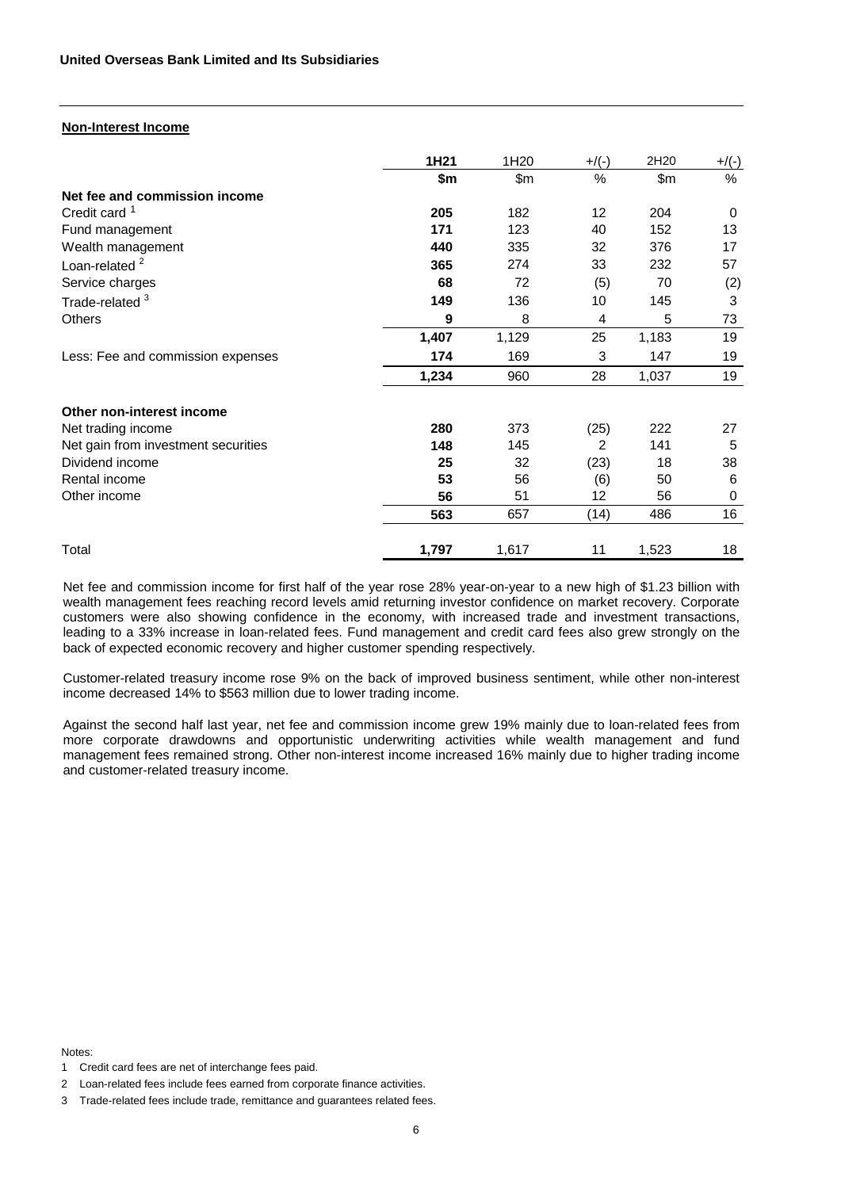**Non-Interest Income**

| | 1H21 | 1H20 | +/(-) | 2H20 | +/(-) |
|---|---|---|---|---|---|
| | $m | $m | % | $m | % |
| **Net fee and commission income** | | | | | |
| Credit card [1] | **205** | 182 | 12 | 204 | 0 |
| Fund management | **171** | 123 | 40 | 152 | 13 |
| Wealth management | **440** | 335 | 32 | 376 | 17 |
| Loan-related [2] | **365** | 274 | 33 | 232 | 57 |
| Service charges | **68** | 72 | (5) | 70 | (2) |
| Trade-related [3] | **149** | 136 | 10 | 145 | 3 |
| Others | **9** | 8 | 4 | 5 | 73 |
| | **1,407** | 1,129 | 25 | 1,183 | 19 |
| Less: Fee and commission expenses | **174** | 169 | 3 | 147 | 19 |
| | **1,234** | 960 | 28 | 1,037 | 19 |
| **Other non-interest income** | | | | | |
| Net trading income | **280** | 373 | (25) | 222 | 27 |
| Net gain from investment securities | **148** | 145 | 2 | 141 | 5 |
| Dividend income | **25** | 32 | (23) | 18 | 38 |
| Rental income | **53** | 56 | (6) | 50 | 6 |
| Other income | **56** | 51 | 12 | 56 | 0 |
| | **563** | 657 | (14) | 486 | 16 |
| Total | **1,797** | 1,617 | 11 | 1,523 | 18 |

Net fee and commission income for first half of the year rose 28% year-on-year to a new high of $1.23 billion with wealth management fees reaching record levels amid returning investor confidence on market recovery. Corporate customers were also showing confidence in the economy, with increased trade and investment transactions, leading to a 33% increase in loan-related fees. Fund management and credit card fees also grew strongly on the back of expected economic recovery and higher customer spending respectively.

Customer-related treasury income rose 9% on the back of improved business sentiment, while other non-interest income decreased 14% to $563 million due to lower trading income.

Against the second half last year, net fee and commission income grew 19% mainly due to loan-related fees from more corporate drawdowns and opportunistic underwriting activities while wealth management and fund management fees remained strong. Other non-interest income increased 16% mainly due to higher trading income and customer-related treasury income.

Notes:

1 Credit card fees are net of interchange fees paid.

2 Loan-related fees include fees earned from corporate finance activities.

3 Trade-related fees include trade, remittance and guarantees related fees.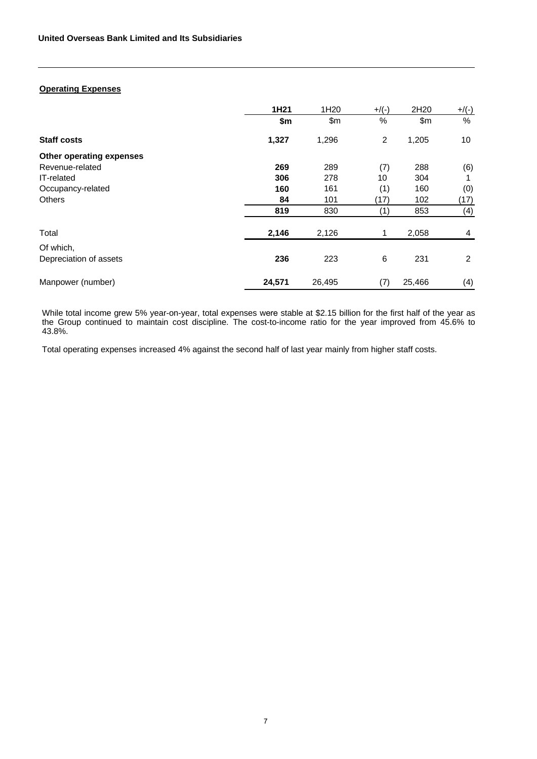## Operating Expenses

| | 1H21 | 1H20 | +/(-) | 2H20 | +/(-) |
|---|---|---|---|---|---|
| | **$m** | $m | % | $m | % |
| **Staff costs** | **1,327** | 1,296 | 2 | 1,205 | 10 |
| **Other operating expenses** | | | | | |
| Revenue-related | **269** | 289 | (7) | 288 | (6) |
| IT-related | **306** | 278 | 10 | 304 | 1 |
| Occupancy-related | **160** | 161 | (1) | 160 | (0) |
| Others | **84** | 101 | (17) | 102 | (17) |
| | **819** | 830 | (1) | 853 | (4) |
| Total | **2,146** | 2,126 | 1 | 2,058 | 4 |
| Of which, Depreciation of assets | **236** | 223 | 6 | 231 | 2 |
| Manpower (number) | **24,571** | 26,495 | (7) | 25,466 | (4) |

While total income grew 5% year-on-year, total expenses were stable at $2.15 billion for the first half of the year as the Group continued to maintain cost discipline. The cost-to-income ratio for the year improved from 45.6% to 43.8%.

Total operating expenses increased 4% against the second half of last year mainly from higher staff costs.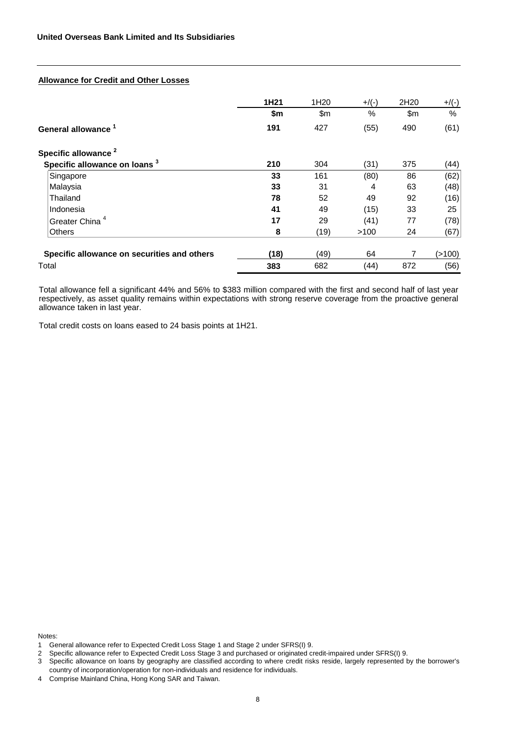**United Overseas Bank Limited and Its Subsidiaries**

## Allowance for Credit and Other Losses

| | 1H21 | 1H20 | +/(-) | 2H20 | +/(-) |
|---|---|---|---|---|---|
| | **$m** | $m | % | $m | % |
| **General allowance** [1] | **191** | 427 | (55) | 490 | (61) |
| **Specific allowance** [2] | | | | | |
| **Specific allowance on loans** [3] | **210** | 304 | (31) | 375 | (44) |
| Singapore | **33** | 161 | (80) | 86 | (62) |
| Malaysia | **33** | 31 | 4 | 63 | (48) |
| Thailand | **78** | 52 | 49 | 92 | (16) |
| Indonesia | **41** | 49 | (15) | 33 | 25 |
| Greater China [4] | **17** | 29 | (41) | 77 | (78) |
| Others | **8** | (19) | >100 | 24 | (67) |
| **Specific allowance on securities and others** | **(18)** | (49) | 64 | 7 | (>100) |
| Total | **383** | 682 | (44) | 872 | (56) |

Total allowance fell a significant 44% and 56% to $383 million compared with the first and second half of last year respectively, as asset quality remains within expectations with strong reserve coverage from the proactive general allowance taken in last year.

Total credit costs on loans eased to 24 basis points at 1H21.

Notes:

1. General allowance refer to Expected Credit Loss Stage 1 and Stage 2 under SFRS(I) 9.
2. Specific allowance refer to Expected Credit Loss Stage 3 and purchased or originated credit-impaired under SFRS(I) 9.
3. Specific allowance on loans by geography are classified according to where credit risks reside, largely represented by the borrower's country of incorporation/operation for non-individuals and residence for individuals.
4. Comprise Mainland China, Hong Kong SAR and Taiwan.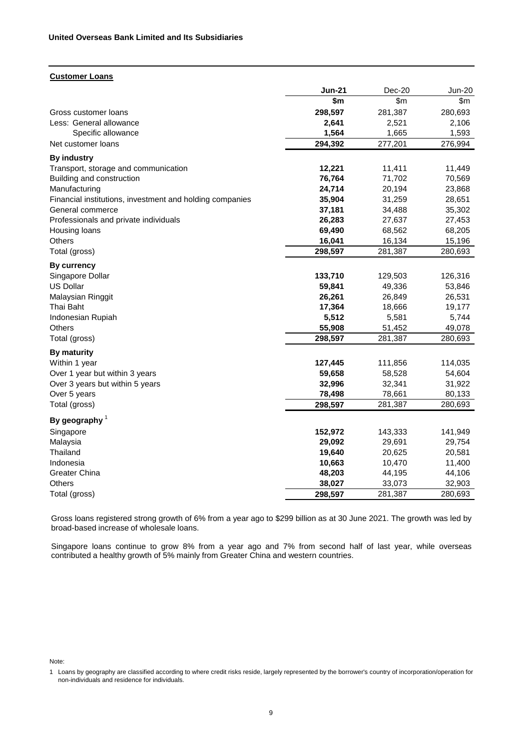**Customer Loans**

| | **Jun-21** | Dec-20 | Jun-20 |
|---|---|---|---|
| | **$m** | $m | $m |
| Gross customer loans | **298,597** | 281,387 | 280,693 |
| Less: General allowance | **2,641** | 2,521 | 2,106 |
| Specific allowance | **1,564** | 1,665 | 1,593 |
| Net customer loans | **294,392** | 277,201 | 276,994 |
| **By industry** | | | |
| Transport, storage and communication | **12,221** | 11,411 | 11,449 |
| Building and construction | **76,764** | 71,702 | 70,569 |
| Manufacturing | **24,714** | 20,194 | 23,868 |
| Financial institutions, investment and holding companies | **35,904** | 31,259 | 28,651 |
| General commerce | **37,181** | 34,488 | 35,302 |
| Professionals and private individuals | **26,283** | 27,637 | 27,453 |
| Housing loans | **69,490** | 68,562 | 68,205 |
| Others | **16,041** | 16,134 | 15,196 |
| Total (gross) | **298,597** | 281,387 | 280,693 |
| **By currency** | | | |
| Singapore Dollar | **133,710** | 129,503 | 126,316 |
| US Dollar | **59,841** | 49,336 | 53,846 |
| Malaysian Ringgit | **26,261** | 26,849 | 26,531 |
| Thai Baht | **17,364** | 18,666 | 19,177 |
| Indonesian Rupiah | **5,512** | 5,581 | 5,744 |
| Others | **55,908** | 51,452 | 49,078 |
| Total (gross) | **298,597** | 281,387 | 280,693 |
| **By maturity** | | | |
| Within 1 year | **127,445** | 111,856 | 114,035 |
| Over 1 year but within 3 years | **59,658** | 58,528 | 54,604 |
| Over 3 years but within 5 years | **32,996** | 32,341 | 31,922 |
| Over 5 years | **78,498** | 78,661 | 80,133 |
| Total (gross) | **298,597** | 281,387 | 280,693 |
| **By geography** [1] | | | |
| Singapore | **152,972** | 143,333 | 141,949 |
| Malaysia | **29,092** | 29,691 | 29,754 |
| Thailand | **19,640** | 20,625 | 20,581 |
| Indonesia | **10,663** | 10,470 | 11,400 |
| Greater China | **48,203** | 44,195 | 44,106 |
| Others | **38,027** | 33,073 | 32,903 |
| Total (gross) | **298,597** | 281,387 | 280,693 |

Gross loans registered strong growth of 6% from a year ago to $299 billion as at 30 June 2021. The growth was led by broad-based increase of wholesale loans.

Singapore loans continue to grow 8% from a year ago and 7% from second half of last year, while overseas contributed a healthy growth of 5% mainly from Greater China and western countries.

Note:

1 Loans by geography are classified according to where credit risks reside, largely represented by the borrower's country of incorporation/operation for non-individuals and residence for individuals.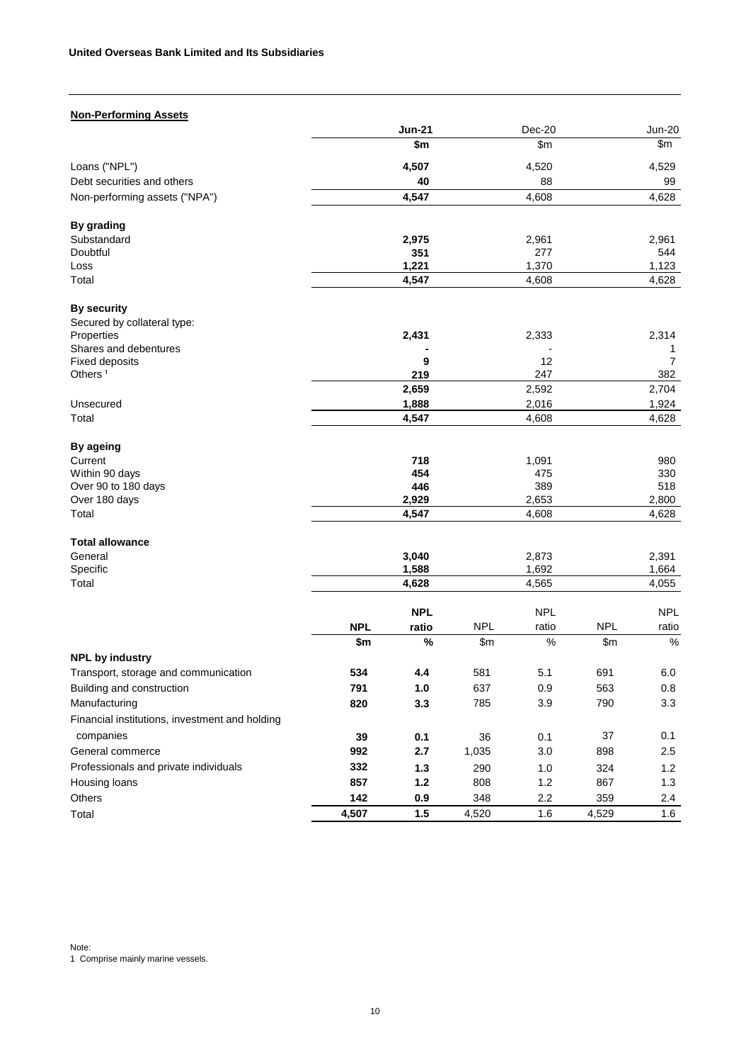## Non-Performing Assets

| | Jun-21 | Dec-20 | Jun-20 |
|---|---|---|---|
| | $m | $m | $m |
| Loans ("NPL") | 4,507 | 4,520 | 4,529 |
| Debt securities and others | 40 | 88 | 99 |
| Non-performing assets ("NPA") | 4,547 | 4,608 | 4,628 |
| **By grading** | | | |
| Substandard | 2,975 | 2,961 | 2,961 |
| Doubtful | 351 | 277 | 544 |
| Loss | 1,221 | 1,370 | 1,123 |
| Total | 4,547 | 4,608 | 4,628 |
| **By security** | | | |
| Secured by collateral type: | | | |
| Properties | 2,431 | 2,333 | 2,314 |
| Shares and debentures | - | - | 1 |
| Fixed deposits | 9 | 12 | 7 |
| Others [1] | 219 | 247 | 382 |
| | 2,659 | 2,592 | 2,704 |
| Unsecured | 1,888 | 2,016 | 1,924 |
| Total | 4,547 | 4,608 | 4,628 |
| **By ageing** | | | |
| Current | 718 | 1,091 | 980 |
| Within 90 days | 454 | 475 | 330 |
| Over 90 to 180 days | 446 | 389 | 518 |
| Over 180 days | 2,929 | 2,653 | 2,800 |
| Total | 4,547 | 4,608 | 4,628 |
| **Total allowance** | | | |
| General | 3,040 | 2,873 | 2,391 |
| Specific | 1,588 | 1,692 | 1,664 |
| Total | 4,628 | 4,565 | 4,055 |

| | Jun-21 NPL | Jun-21 NPL ratio | Dec-20 NPL | Dec-20 NPL ratio | Jun-20 NPL | Jun-20 NPL ratio |
|---|---|---|---|---|---|---|
| | $m | % | $m | % | $m | % |
| **NPL by industry** | | | | | | |
| Transport, storage and communication | 534 | 4.4 | 581 | 5.1 | 691 | 6.0 |
| Building and construction | 791 | 1.0 | 637 | 0.9 | 563 | 0.8 |
| Manufacturing | 820 | 3.3 | 785 | 3.9 | 790 | 3.3 |
| Financial institutions, investment and holding companies | 39 | 0.1 | 36 | 0.1 | 37 | 0.1 |
| General commerce | 992 | 2.7 | 1,035 | 3.0 | 898 | 2.5 |
| Professionals and private individuals | 332 | 1.3 | 290 | 1.0 | 324 | 1.2 |
| Housing loans | 857 | 1.2 | 808 | 1.2 | 867 | 1.3 |
| Others | 142 | 0.9 | 348 | 2.2 | 359 | 2.4 |
| Total | 4,507 | 1.5 | 4,520 | 1.6 | 4,529 | 1.6 |

Note:
1 Comprise mainly marine vessels.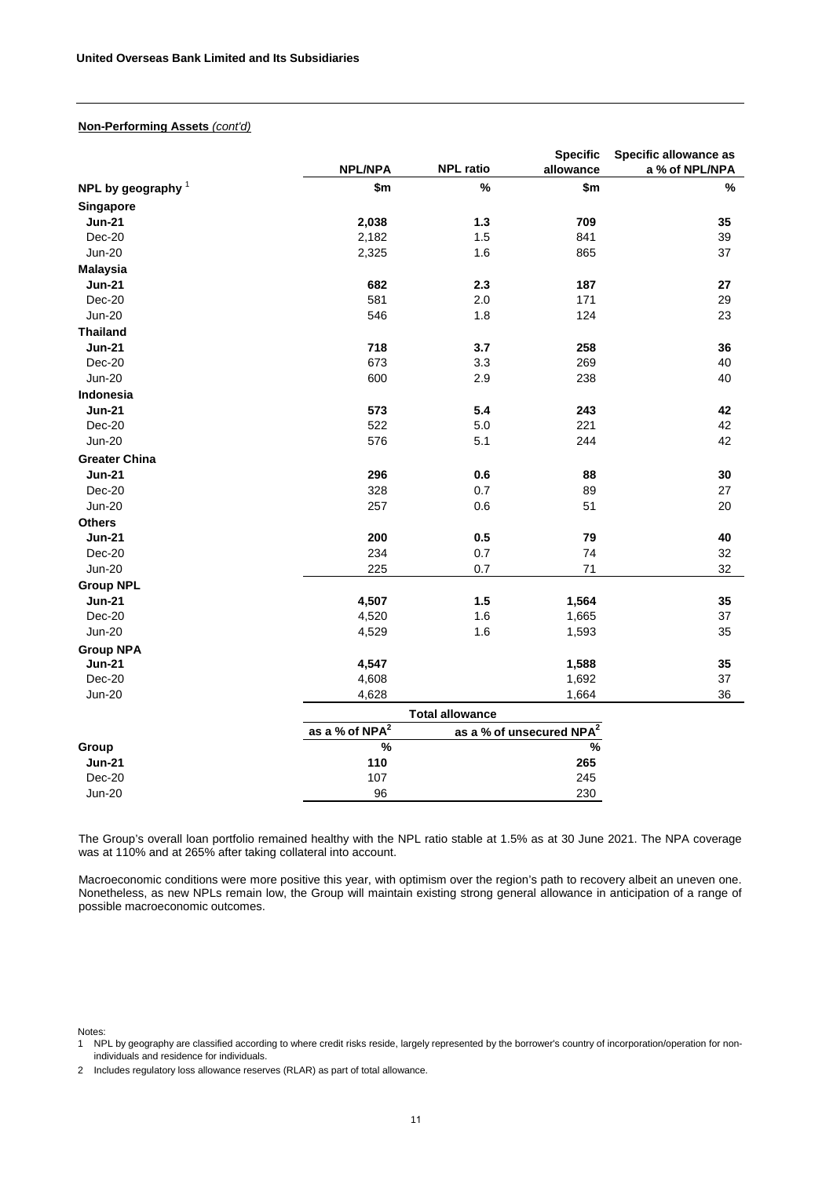**Non-Performing Assets** *(cont'd)*

| | NPL/NPA | NPL ratio | Specific allowance | Specific allowance as a % of NPL/NPA |
|---|---|---|---|---|
| **NPL by geography** [1] | **$m** | **%** | **$m** | **%** |
| **Singapore** | | | | |
| **Jun-21** | **2,038** | **1.3** | **709** | **35** |
| Dec-20 | 2,182 | 1.5 | 841 | 39 |
| Jun-20 | 2,325 | 1.6 | 865 | 37 |
| **Malaysia** | | | | |
| **Jun-21** | **682** | **2.3** | **187** | **27** |
| Dec-20 | 581 | 2.0 | 171 | 29 |
| Jun-20 | 546 | 1.8 | 124 | 23 |
| **Thailand** | | | | |
| **Jun-21** | **718** | **3.7** | **258** | **36** |
| Dec-20 | 673 | 3.3 | 269 | 40 |
| Jun-20 | 600 | 2.9 | 238 | 40 |
| **Indonesia** | | | | |
| **Jun-21** | **573** | **5.4** | **243** | **42** |
| Dec-20 | 522 | 5.0 | 221 | 42 |
| Jun-20 | 576 | 5.1 | 244 | 42 |
| **Greater China** | | | | |
| **Jun-21** | **296** | **0.6** | **88** | **30** |
| Dec-20 | 328 | 0.7 | 89 | 27 |
| Jun-20 | 257 | 0.6 | 51 | 20 |
| **Others** | | | | |
| **Jun-21** | **200** | **0.5** | **79** | **40** |
| Dec-20 | 234 | 0.7 | 74 | 32 |
| Jun-20 | 225 | 0.7 | 71 | 32 |
| **Group NPL** | | | | |
| **Jun-21** | **4,507** | **1.5** | **1,564** | **35** |
| Dec-20 | 4,520 | 1.6 | 1,665 | 37 |
| Jun-20 | 4,529 | 1.6 | 1,593 | 35 |
| **Group NPA** | | | | |
| **Jun-21** | **4,547** | | **1,588** | **35** |
| Dec-20 | 4,608 | | 1,692 | 37 |
| Jun-20 | 4,628 | | 1,664 | 36 |

| | Total allowance | |
|---|---|---|
| | as a % of NPA[2] | as a % of unsecured NPA[2] |
| **Group** | **%** | **%** |
| **Jun-21** | **110** | **265** |
| Dec-20 | 107 | 245 |
| Jun-20 | 96 | 230 |

The Group's overall loan portfolio remained healthy with the NPL ratio stable at 1.5% as at 30 June 2021. The NPA coverage was at 110% and at 265% after taking collateral into account.

Macroeconomic conditions were more positive this year, with optimism over the region's path to recovery albeit an uneven one. Nonetheless, as new NPLs remain low, the Group will maintain existing strong general allowance in anticipation of a range of possible macroeconomic outcomes.

Notes:

1 NPL by geography are classified according to where credit risks reside, largely represented by the borrower's country of incorporation/operation for non-individuals and residence for individuals.

2 Includes regulatory loss allowance reserves (RLAR) as part of total allowance.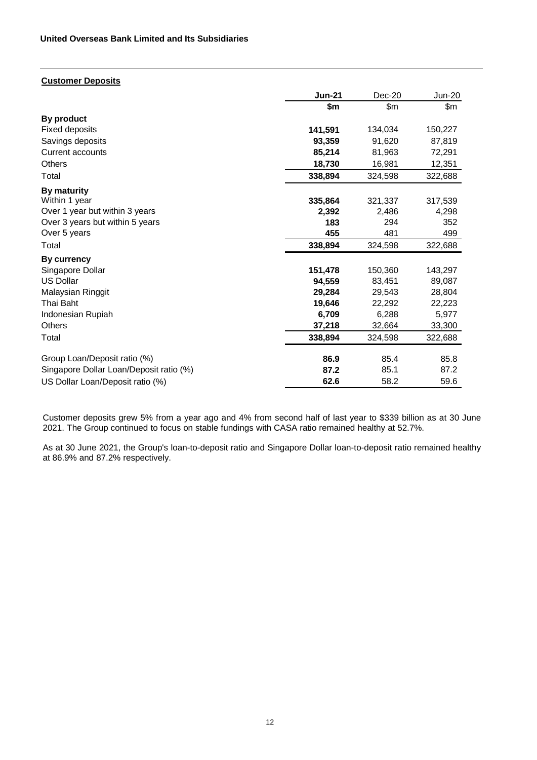**Customer Deposits**

| | **Jun-21** | Dec-20 | Jun-20 |
|---|---|---|---|
| | **$m** | $m | $m |
| **By product** | | | |
| Fixed deposits | **141,591** | 134,034 | 150,227 |
| Savings deposits | **93,359** | 91,620 | 87,819 |
| Current accounts | **85,214** | 81,963 | 72,291 |
| Others | **18,730** | 16,981 | 12,351 |
| Total | **338,894** | 324,598 | 322,688 |
| **By maturity** | | | |
| Within 1 year | **335,864** | 321,337 | 317,539 |
| Over 1 year but within 3 years | **2,392** | 2,486 | 4,298 |
| Over 3 years but within 5 years | **183** | 294 | 352 |
| Over 5 years | **455** | 481 | 499 |
| Total | **338,894** | 324,598 | 322,688 |
| **By currency** | | | |
| Singapore Dollar | **151,478** | 150,360 | 143,297 |
| US Dollar | **94,559** | 83,451 | 89,087 |
| Malaysian Ringgit | **29,284** | 29,543 | 28,804 |
| Thai Baht | **19,646** | 22,292 | 22,223 |
| Indonesian Rupiah | **6,709** | 6,288 | 5,977 |
| Others | **37,218** | 32,664 | 33,300 |
| Total | **338,894** | 324,598 | 322,688 |
| Group Loan/Deposit ratio (%) | **86.9** | 85.4 | 85.8 |
| Singapore Dollar Loan/Deposit ratio (%) | **87.2** | 85.1 | 87.2 |
| US Dollar Loan/Deposit ratio (%) | **62.6** | 58.2 | 59.6 |

Customer deposits grew 5% from a year ago and 4% from second half of last year to $339 billion as at 30 June 2021. The Group continued to focus on stable fundings with CASA ratio remained healthy at 52.7%.

As at 30 June 2021, the Group's loan-to-deposit ratio and Singapore Dollar loan-to-deposit ratio remained healthy at 86.9% and 87.2% respectively.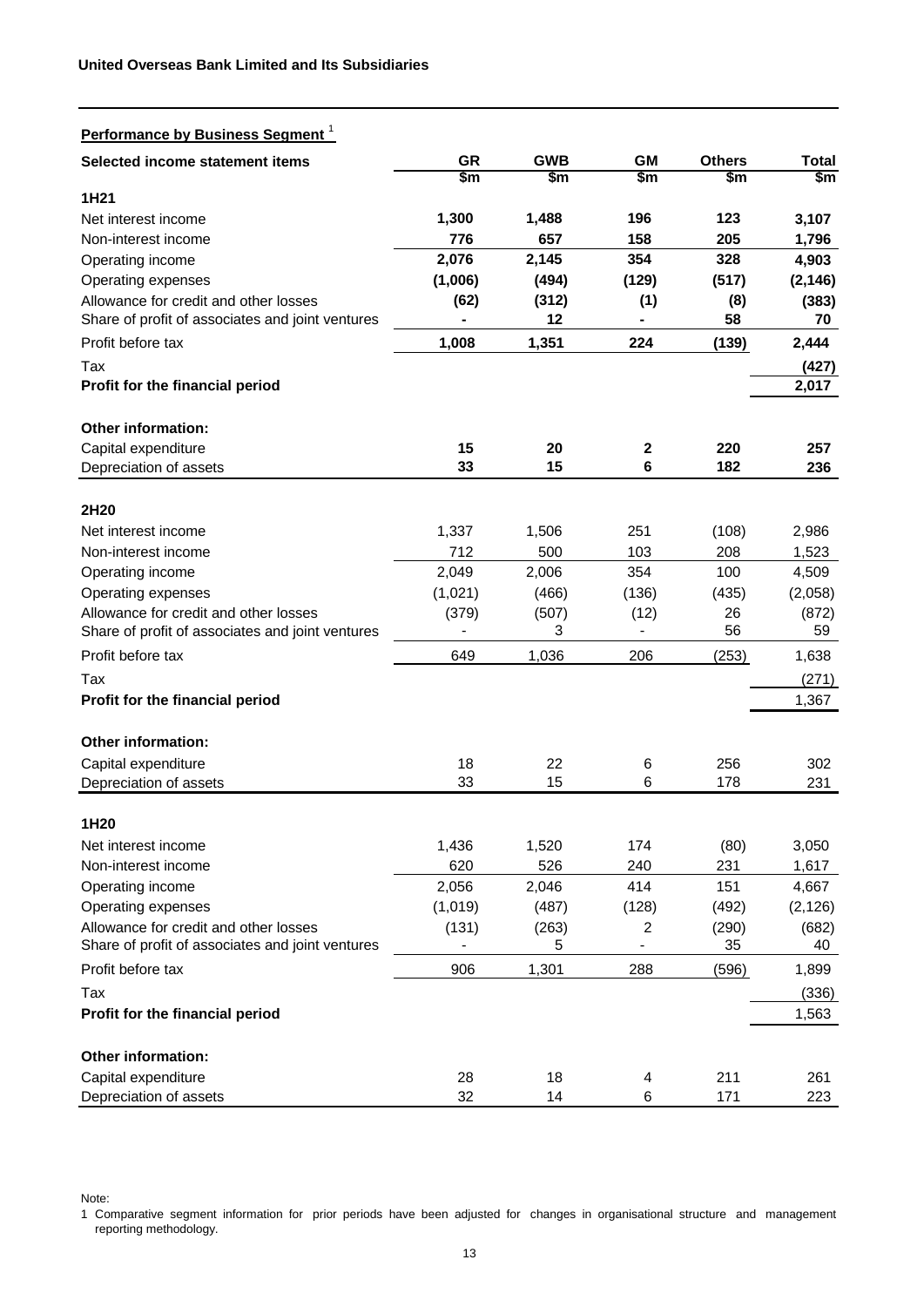**United Overseas Bank Limited and Its Subsidiaries**

**Performance by Business Segment** [1]

| Selected income statement items | GR | GWB | GM | Others | Total |
|---|---|---|---|---|---|
| | $m | $m | $m | $m | $m |
| **1H21** | | | | | |
| Net interest income | **1,300** | **1,488** | **196** | **123** | **3,107** |
| Non-interest income | **776** | **657** | **158** | **205** | **1,796** |
| Operating income | **2,076** | **2,145** | **354** | **328** | **4,903** |
| Operating expenses | **(1,006)** | **(494)** | **(129)** | **(517)** | **(2,146)** |
| Allowance for credit and other losses | **(62)** | **(312)** | **(1)** | **(8)** | **(383)** |
| Share of profit of associates and joint ventures | **-** | **12** | **-** | **58** | **70** |
| Profit before tax | **1,008** | **1,351** | **224** | **(139)** | **2,444** |
| Tax | | | | | **(427)** |
| **Profit for the financial period** | | | | | **2,017** |
| **Other information:** | | | | | |
| Capital expenditure | **15** | **20** | **2** | **220** | **257** |
| Depreciation of assets | **33** | **15** | **6** | **182** | **236** |
| **2H20** | | | | | |
| Net interest income | 1,337 | 1,506 | 251 | (108) | 2,986 |
| Non-interest income | 712 | 500 | 103 | 208 | 1,523 |
| Operating income | 2,049 | 2,006 | 354 | 100 | 4,509 |
| Operating expenses | (1,021) | (466) | (136) | (435) | (2,058) |
| Allowance for credit and other losses | (379) | (507) | (12) | 26 | (872) |
| Share of profit of associates and joint ventures | - | 3 | - | 56 | 59 |
| Profit before tax | 649 | 1,036 | 206 | (253) | 1,638 |
| Tax | | | | | (271) |
| **Profit for the financial period** | | | | | 1,367 |
| **Other information:** | | | | | |
| Capital expenditure | 18 | 22 | 6 | 256 | 302 |
| Depreciation of assets | 33 | 15 | 6 | 178 | 231 |
| **1H20** | | | | | |
| Net interest income | 1,436 | 1,520 | 174 | (80) | 3,050 |
| Non-interest income | 620 | 526 | 240 | 231 | 1,617 |
| Operating income | 2,056 | 2,046 | 414 | 151 | 4,667 |
| Operating expenses | (1,019) | (487) | (128) | (492) | (2,126) |
| Allowance for credit and other losses | (131) | (263) | 2 | (290) | (682) |
| Share of profit of associates and joint ventures | - | 5 | - | 35 | 40 |
| Profit before tax | 906 | 1,301 | 288 | (596) | 1,899 |
| Tax | | | | | (336) |
| **Profit for the financial period** | | | | | 1,563 |
| **Other information:** | | | | | |
| Capital expenditure | 28 | 18 | 4 | 211 | 261 |
| Depreciation of assets | 32 | 14 | 6 | 171 | 223 |

Note:

1 Comparative segment information for prior periods have been adjusted for changes in organisational structure and management reporting methodology.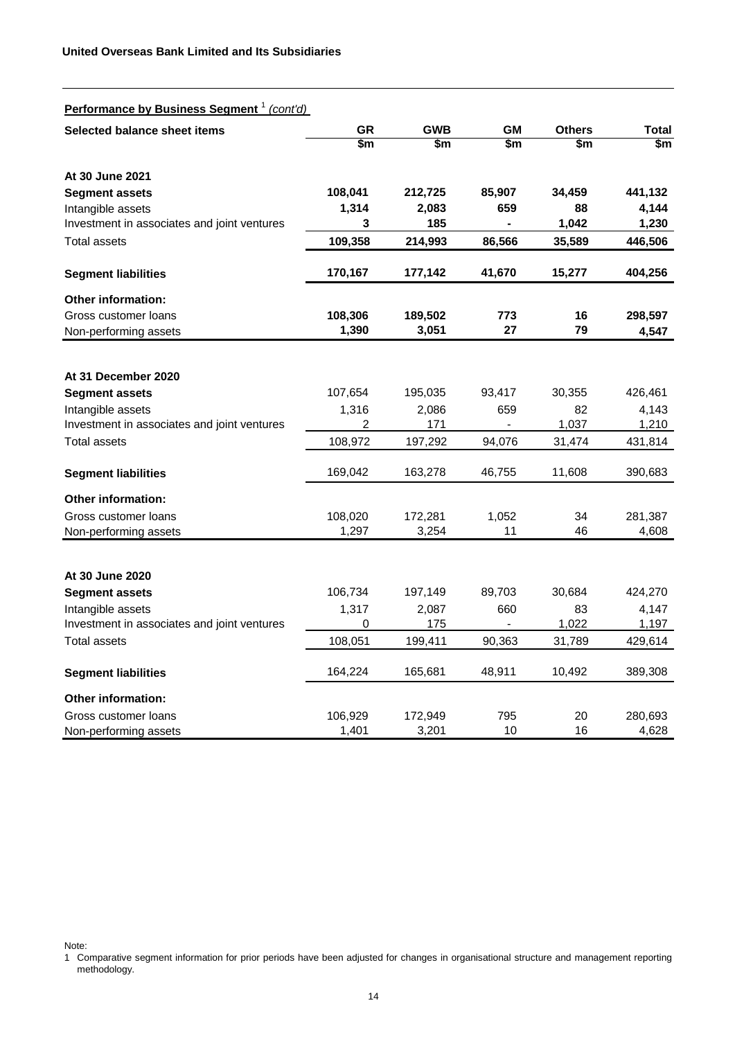**United Overseas Bank Limited and Its Subsidiaries**

**Performance by Business Segment** [1] *(cont'd)*

| Selected balance sheet items | GR | GWB | GM | Others | Total |
|---|---|---|---|---|---|
| | $m | $m | $m | $m | $m |
| **At 30 June 2021** | | | | | |
| **Segment assets** | **108,041** | **212,725** | **85,907** | **34,459** | **441,132** |
| Intangible assets | **1,314** | **2,083** | **659** | **88** | **4,144** |
| Investment in associates and joint ventures | **3** | **185** | **-** | **1,042** | **1,230** |
| Total assets | **109,358** | **214,993** | **86,566** | **35,589** | **446,506** |
| **Segment liabilities** | **170,167** | **177,142** | **41,670** | **15,277** | **404,256** |
| **Other information:** | | | | | |
| Gross customer loans | **108,306** | **189,502** | **773** | **16** | **298,597** |
| Non-performing assets | **1,390** | **3,051** | **27** | **79** | **4,547** |
| **At 31 December 2020** | | | | | |
| **Segment assets** | 107,654 | 195,035 | 93,417 | 30,355 | 426,461 |
| Intangible assets | 1,316 | 2,086 | 659 | 82 | 4,143 |
| Investment in associates and joint ventures | 2 | 171 | - | 1,037 | 1,210 |
| Total assets | 108,972 | 197,292 | 94,076 | 31,474 | 431,814 |
| **Segment liabilities** | 169,042 | 163,278 | 46,755 | 11,608 | 390,683 |
| **Other information:** | | | | | |
| Gross customer loans | 108,020 | 172,281 | 1,052 | 34 | 281,387 |
| Non-performing assets | 1,297 | 3,254 | 11 | 46 | 4,608 |
| **At 30 June 2020** | | | | | |
| **Segment assets** | 106,734 | 197,149 | 89,703 | 30,684 | 424,270 |
| Intangible assets | 1,317 | 2,087 | 660 | 83 | 4,147 |
| Investment in associates and joint ventures | 0 | 175 | - | 1,022 | 1,197 |
| Total assets | 108,051 | 199,411 | 90,363 | 31,789 | 429,614 |
| **Segment liabilities** | 164,224 | 165,681 | 48,911 | 10,492 | 389,308 |
| **Other information:** | | | | | |
| Gross customer loans | 106,929 | 172,949 | 795 | 20 | 280,693 |
| Non-performing assets | 1,401 | 3,201 | 10 | 16 | 4,628 |

Note:

1 Comparative segment information for prior periods have been adjusted for changes in organisational structure and management reporting methodology.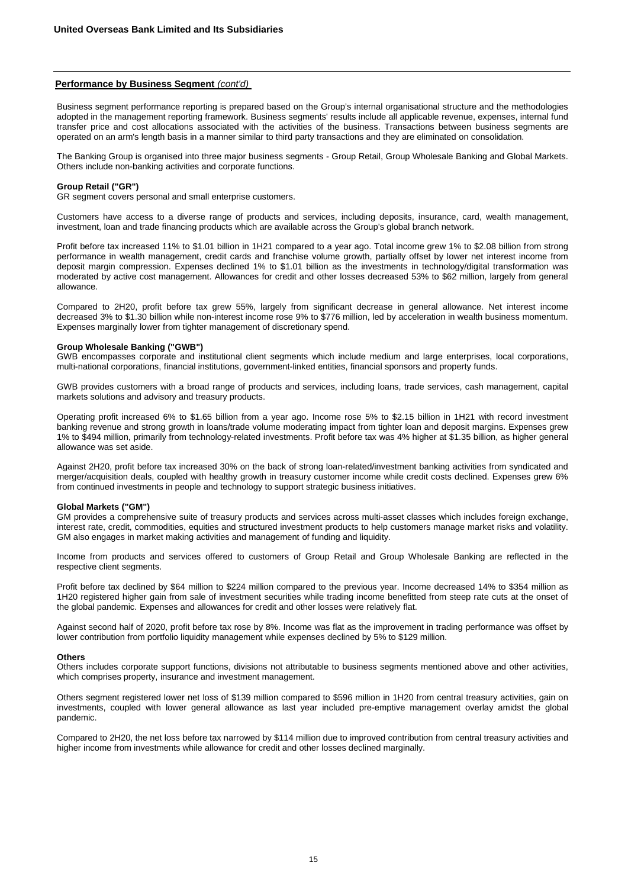## Performance by Business Segment *(cont'd)*

Business segment performance reporting is prepared based on the Group's internal organisational structure and the methodologies adopted in the management reporting framework. Business segments' results include all applicable revenue, expenses, internal fund transfer price and cost allocations associated with the activities of the business. Transactions between business segments are operated on an arm's length basis in a manner similar to third party transactions and they are eliminated on consolidation.

The Banking Group is organised into three major business segments - Group Retail, Group Wholesale Banking and Global Markets. Others include non-banking activities and corporate functions.

**Group Retail ("GR")**

GR segment covers personal and small enterprise customers.

Customers have access to a diverse range of products and services, including deposits, insurance, card, wealth management, investment, loan and trade financing products which are available across the Group's global branch network.

Profit before tax increased 11% to $1.01 billion in 1H21 compared to a year ago. Total income grew 1% to $2.08 billion from strong performance in wealth management, credit cards and franchise volume growth, partially offset by lower net interest income from deposit margin compression. Expenses declined 1% to $1.01 billion as the investments in technology/digital transformation was moderated by active cost management. Allowances for credit and other losses decreased 53% to $62 million, largely from general allowance.

Compared to 2H20, profit before tax grew 55%, largely from significant decrease in general allowance. Net interest income decreased 3% to $1.30 billion while non-interest income rose 9% to $776 million, led by acceleration in wealth business momentum. Expenses marginally lower from tighter management of discretionary spend.

**Group Wholesale Banking ("GWB")**

GWB encompasses corporate and institutional client segments which include medium and large enterprises, local corporations, multi-national corporations, financial institutions, government-linked entities, financial sponsors and property funds.

GWB provides customers with a broad range of products and services, including loans, trade services, cash management, capital markets solutions and advisory and treasury products.

Operating profit increased 6% to $1.65 billion from a year ago. Income rose 5% to $2.15 billion in 1H21 with record investment banking revenue and strong growth in loans/trade volume moderating impact from tighter loan and deposit margins. Expenses grew 1% to $494 million, primarily from technology-related investments. Profit before tax was 4% higher at $1.35 billion, as higher general allowance was set aside.

Against 2H20, profit before tax increased 30% on the back of strong loan-related/investment banking activities from syndicated and merger/acquisition deals, coupled with healthy growth in treasury customer income while credit costs declined. Expenses grew 6% from continued investments in people and technology to support strategic business initiatives.

**Global Markets ("GM")**

GM provides a comprehensive suite of treasury products and services across multi-asset classes which includes foreign exchange, interest rate, credit, commodities, equities and structured investment products to help customers manage market risks and volatility. GM also engages in market making activities and management of funding and liquidity.

Income from products and services offered to customers of Group Retail and Group Wholesale Banking are reflected in the respective client segments.

Profit before tax declined by $64 million to $224 million compared to the previous year. Income decreased 14% to $354 million as 1H20 registered higher gain from sale of investment securities while trading income benefitted from steep rate cuts at the onset of the global pandemic. Expenses and allowances for credit and other losses were relatively flat.

Against second half of 2020, profit before tax rose by 8%. Income was flat as the improvement in trading performance was offset by lower contribution from portfolio liquidity management while expenses declined by 5% to $129 million.

**Others**

Others includes corporate support functions, divisions not attributable to business segments mentioned above and other activities, which comprises property, insurance and investment management.

Others segment registered lower net loss of $139 million compared to $596 million in 1H20 from central treasury activities, gain on investments, coupled with lower general allowance as last year included pre-emptive management overlay amidst the global pandemic.

Compared to 2H20, the net loss before tax narrowed by $114 million due to improved contribution from central treasury activities and higher income from investments while allowance for credit and other losses declined marginally.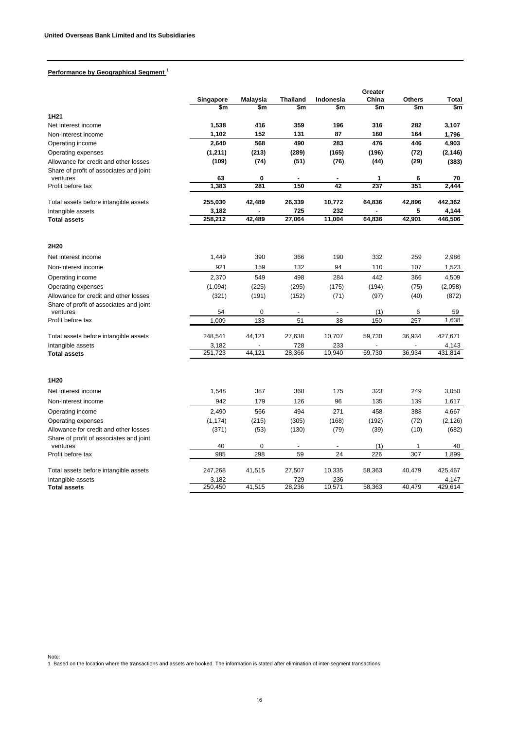**Performance by Geographical Segment** [1]

| | Singapore | Malaysia | Thailand | Indonesia | Greater China | Others | Total |
|---|---|---|---|---|---|---|---|
| | $m | $m | $m | $m | $m | $m | $m |
| **1H21** | | | | | | | |
| Net interest income | **1,538** | **416** | **359** | **196** | **316** | **282** | **3,107** |
| Non-interest income | **1,102** | **152** | **131** | **87** | **160** | **164** | **1,796** |
| Operating income | **2,640** | **568** | **490** | **283** | **476** | **446** | **4,903** |
| Operating expenses | **(1,211)** | **(213)** | **(289)** | **(165)** | **(196)** | **(72)** | **(2,146)** |
| Allowance for credit and other losses | **(109)** | **(74)** | **(51)** | **(76)** | **(44)** | **(29)** | **(383)** |
| Share of profit of associates and joint ventures | **63** | **0** | **-** | **-** | **1** | **6** | **70** |
| Profit before tax | **1,383** | **281** | **150** | **42** | **237** | **351** | **2,444** |
| Total assets before intangible assets | **255,030** | **42,489** | **26,339** | **10,772** | **64,836** | **42,896** | **442,362** |
| Intangible assets | **3,182** | **-** | **725** | **232** | **-** | **5** | **4,144** |
| **Total assets** | **258,212** | **42,489** | **27,064** | **11,004** | **64,836** | **42,901** | **446,506** |
| **2H20** | | | | | | | |
| Net interest income | 1,449 | 390 | 366 | 190 | 332 | 259 | 2,986 |
| Non-interest income | 921 | 159 | 132 | 94 | 110 | 107 | 1,523 |
| Operating income | 2,370 | 549 | 498 | 284 | 442 | 366 | 4,509 |
| Operating expenses | (1,094) | (225) | (295) | (175) | (194) | (75) | (2,058) |
| Allowance for credit and other losses | (321) | (191) | (152) | (71) | (97) | (40) | (872) |
| Share of profit of associates and joint ventures | 54 | 0 | - | - | (1) | 6 | 59 |
| Profit before tax | 1,009 | 133 | 51 | 38 | 150 | 257 | 1,638 |
| Total assets before intangible assets | 248,541 | 44,121 | 27,638 | 10,707 | 59,730 | 36,934 | 427,671 |
| Intangible assets | 3,182 | - | 728 | 233 | - | - | 4,143 |
| **Total assets** | 251,723 | 44,121 | 28,366 | 10,940 | 59,730 | 36,934 | 431,814 |
| **1H20** | | | | | | | |
| Net interest income | 1,548 | 387 | 368 | 175 | 323 | 249 | 3,050 |
| Non-interest income | 942 | 179 | 126 | 96 | 135 | 139 | 1,617 |
| Operating income | 2,490 | 566 | 494 | 271 | 458 | 388 | 4,667 |
| Operating expenses | (1,174) | (215) | (305) | (168) | (192) | (72) | (2,126) |
| Allowance for credit and other losses | (371) | (53) | (130) | (79) | (39) | (10) | (682) |
| Share of profit of associates and joint ventures | 40 | 0 | - | - | (1) | 1 | 40 |
| Profit before tax | 985 | 298 | 59 | 24 | 226 | 307 | 1,899 |
| Total assets before intangible assets | 247,268 | 41,515 | 27,507 | 10,335 | 58,363 | 40,479 | 425,467 |
| Intangible assets | 3,182 | - | 729 | 236 | - | - | 4,147 |
| **Total assets** | 250,450 | 41,515 | 28,236 | 10,571 | 58,363 | 40,479 | 429,614 |

Note:
1 Based on the location where the transactions and assets are booked. The information is stated after elimination of inter-segment transactions.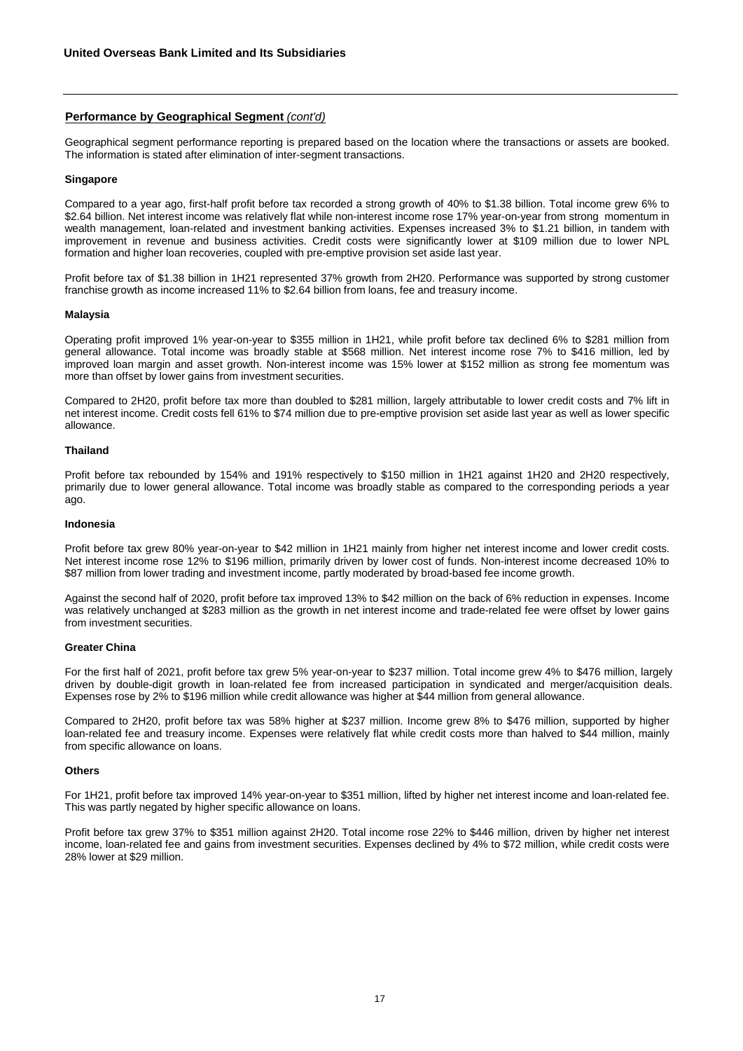## Performance by Geographical Segment *(cont'd)*

Geographical segment performance reporting is prepared based on the location where the transactions or assets are booked. The information is stated after elimination of inter-segment transactions.

**Singapore**

Compared to a year ago, first-half profit before tax recorded a strong growth of 40% to $1.38 billion. Total income grew 6% to $2.64 billion. Net interest income was relatively flat while non-interest income rose 17% year-on-year from strong momentum in wealth management, loan-related and investment banking activities. Expenses increased 3% to $1.21 billion, in tandem with improvement in revenue and business activities. Credit costs were significantly lower at $109 million due to lower NPL formation and higher loan recoveries, coupled with pre-emptive provision set aside last year.

Profit before tax of $1.38 billion in 1H21 represented 37% growth from 2H20. Performance was supported by strong customer franchise growth as income increased 11% to $2.64 billion from loans, fee and treasury income.

**Malaysia**

Operating profit improved 1% year-on-year to $355 million in 1H21, while profit before tax declined 6% to $281 million from general allowance. Total income was broadly stable at $568 million. Net interest income rose 7% to $416 million, led by improved loan margin and asset growth. Non-interest income was 15% lower at $152 million as strong fee momentum was more than offset by lower gains from investment securities.

Compared to 2H20, profit before tax more than doubled to $281 million, largely attributable to lower credit costs and 7% lift in net interest income. Credit costs fell 61% to $74 million due to pre-emptive provision set aside last year as well as lower specific allowance.

**Thailand**

Profit before tax rebounded by 154% and 191% respectively to $150 million in 1H21 against 1H20 and 2H20 respectively, primarily due to lower general allowance. Total income was broadly stable as compared to the corresponding periods a year ago.

**Indonesia**

Profit before tax grew 80% year-on-year to $42 million in 1H21 mainly from higher net interest income and lower credit costs. Net interest income rose 12% to $196 million, primarily driven by lower cost of funds. Non-interest income decreased 10% to $87 million from lower trading and investment income, partly moderated by broad-based fee income growth.

Against the second half of 2020, profit before tax improved 13% to $42 million on the back of 6% reduction in expenses. Income was relatively unchanged at $283 million as the growth in net interest income and trade-related fee were offset by lower gains from investment securities.

**Greater China**

For the first half of 2021, profit before tax grew 5% year-on-year to $237 million. Total income grew 4% to $476 million, largely driven by double-digit growth in loan-related fee from increased participation in syndicated and merger/acquisition deals. Expenses rose by 2% to $196 million while credit allowance was higher at $44 million from general allowance.

Compared to 2H20, profit before tax was 58% higher at $237 million. Income grew 8% to $476 million, supported by higher loan-related fee and treasury income. Expenses were relatively flat while credit costs more than halved to $44 million, mainly from specific allowance on loans.

**Others**

For 1H21, profit before tax improved 14% year-on-year to $351 million, lifted by higher net interest income and loan-related fee. This was partly negated by higher specific allowance on loans.

Profit before tax grew 37% to $351 million against 2H20. Total income rose 22% to $446 million, driven by higher net interest income, loan-related fee and gains from investment securities. Expenses declined by 4% to $72 million, while credit costs were 28% lower at $29 million.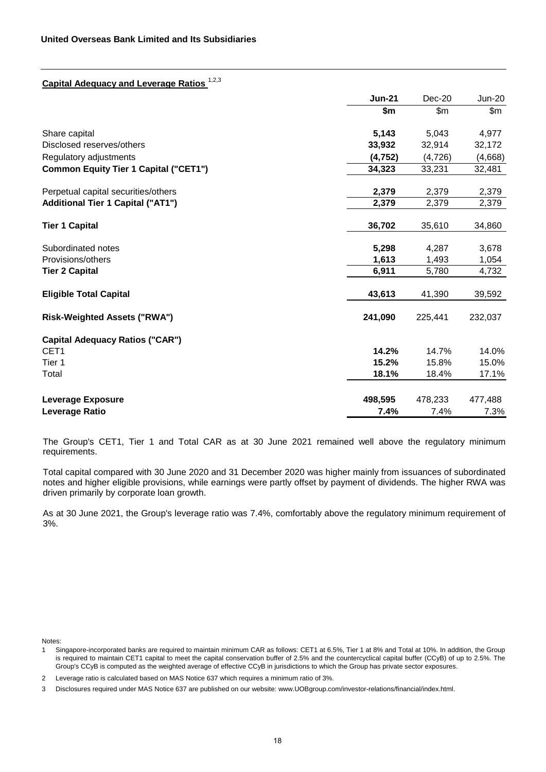**United Overseas Bank Limited and Its Subsidiaries**

## Capital Adequacy and Leverage Ratios [1,2,3]

| | **Jun-21** | Dec-20 | Jun-20 |
|---|---|---|---|
| | **$m** | $m | $m |
| Share capital | **5,143** | 5,043 | 4,977 |
| Disclosed reserves/others | **33,932** | 32,914 | 32,172 |
| Regulatory adjustments | **(4,752)** | (4,726) | (4,668) |
| **Common Equity Tier 1 Capital ("CET1")** | **34,323** | 33,231 | 32,481 |
| Perpetual capital securities/others | **2,379** | 2,379 | 2,379 |
| **Additional Tier 1 Capital ("AT1")** | **2,379** | 2,379 | 2,379 |
| **Tier 1 Capital** | **36,702** | 35,610 | 34,860 |
| Subordinated notes | **5,298** | 4,287 | 3,678 |
| Provisions/others | **1,613** | 1,493 | 1,054 |
| **Tier 2 Capital** | **6,911** | 5,780 | 4,732 |
| **Eligible Total Capital** | **43,613** | 41,390 | 39,592 |
| **Risk-Weighted Assets ("RWA")** | **241,090** | 225,441 | 232,037 |
| **Capital Adequacy Ratios ("CAR")** | | | |
| CET1 | **14.2%** | 14.7% | 14.0% |
| Tier 1 | **15.2%** | 15.8% | 15.0% |
| Total | **18.1%** | 18.4% | 17.1% |
| **Leverage Exposure** | **498,595** | 478,233 | 477,488 |
| **Leverage Ratio** | **7.4%** | 7.4% | 7.3% |

The Group's CET1, Tier 1 and Total CAR as at 30 June 2021 remained well above the regulatory minimum requirements.

Total capital compared with 30 June 2020 and 31 December 2020 was higher mainly from issuances of subordinated notes and higher eligible provisions, while earnings were partly offset by payment of dividends. The higher RWA was driven primarily by corporate loan growth.

As at 30 June 2021, the Group's leverage ratio was 7.4%, comfortably above the regulatory minimum requirement of 3%.

Notes:

1 Singapore-incorporated banks are required to maintain minimum CAR as follows: CET1 at 6.5%, Tier 1 at 8% and Total at 10%. In addition, the Group is required to maintain CET1 capital to meet the capital conservation buffer of 2.5% and the countercyclical capital buffer (CCyB) of up to 2.5%. The Group's CCyB is computed as the weighted average of effective CCyB in jurisdictions to which the Group has private sector exposures.

2 Leverage ratio is calculated based on MAS Notice 637 which requires a minimum ratio of 3%.

3 Disclosures required under MAS Notice 637 are published on our website: www.UOBgroup.com/investor-relations/financial/index.html.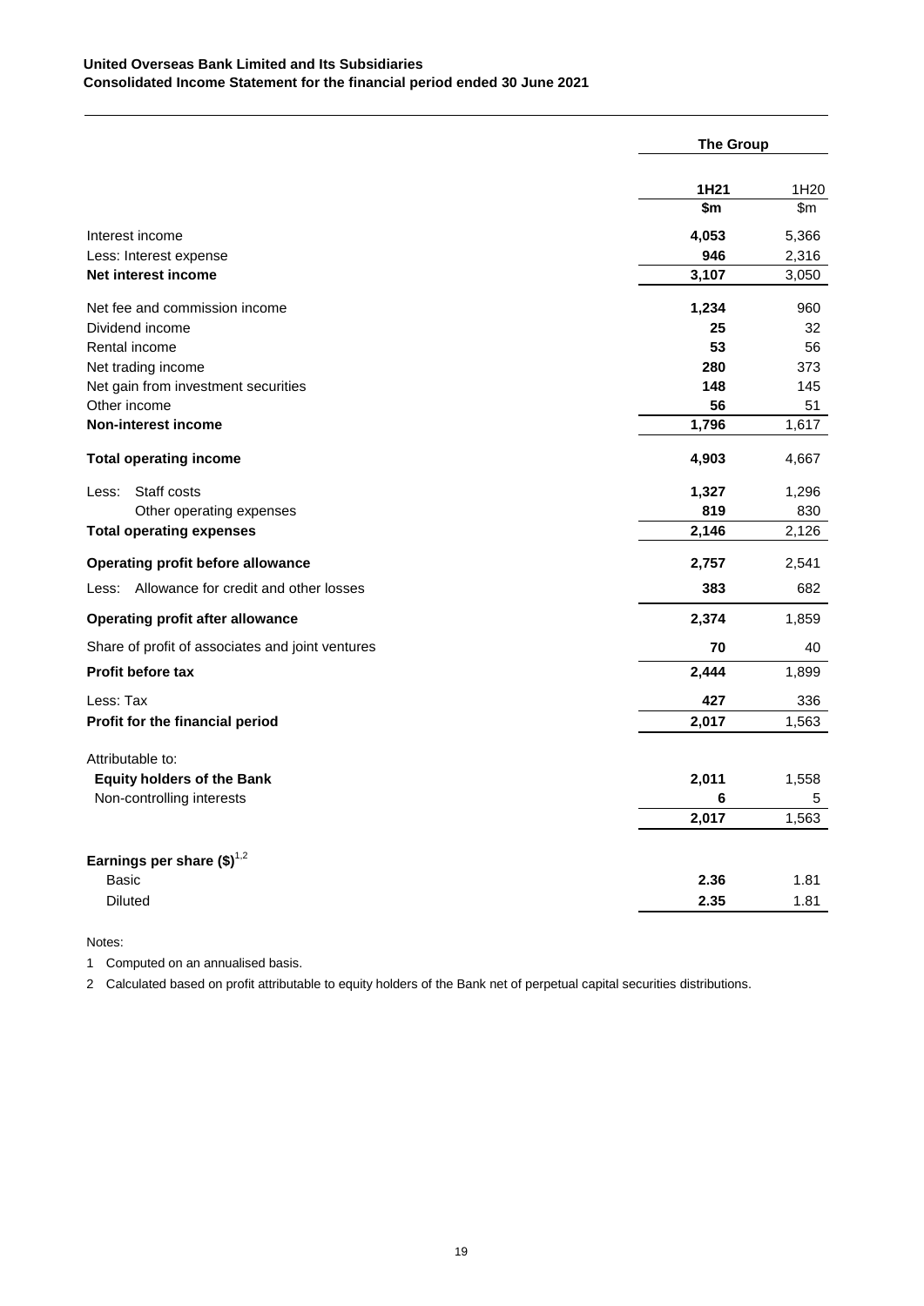**United Overseas Bank Limited and Its Subsidiaries**
**Consolidated Income Statement for the financial period ended 30 June 2021**

| | The Group | |
|---|---|---|
| | **1H21** | 1H20 |
| | **\$m** | \$m |
| Interest income | **4,053** | 5,366 |
| Less: Interest expense | **946** | 2,316 |
| **Net interest income** | **3,107** | 3,050 |
| Net fee and commission income | **1,234** | 960 |
| Dividend income | **25** | 32 |
| Rental income | **53** | 56 |
| Net trading income | **280** | 373 |
| Net gain from investment securities | **148** | 145 |
| Other income | **56** | 51 |
| **Non-interest income** | **1,796** | 1,617 |
| **Total operating income** | **4,903** | 4,667 |
| Less: Staff costs | **1,327** | 1,296 |
| Other operating expenses | **819** | 830 |
| **Total operating expenses** | **2,146** | 2,126 |
| **Operating profit before allowance** | **2,757** | 2,541 |
| Less: Allowance for credit and other losses | **383** | 682 |
| **Operating profit after allowance** | **2,374** | 1,859 |
| Share of profit of associates and joint ventures | **70** | 40 |
| **Profit before tax** | **2,444** | 1,899 |
| Less: Tax | **427** | 336 |
| **Profit for the financial period** | **2,017** | 1,563 |
| Attributable to: | | |
| **Equity holders of the Bank** | **2,011** | 1,558 |
| Non-controlling interests | **6** | 5 |
| | **2,017** | 1,563 |
| **Earnings per share (\$)**[1,2] | | |
| Basic | **2.36** | 1.81 |
| Diluted | **2.35** | 1.81 |

Notes:

1 Computed on an annualised basis.

2 Calculated based on profit attributable to equity holders of the Bank net of perpetual capital securities distributions.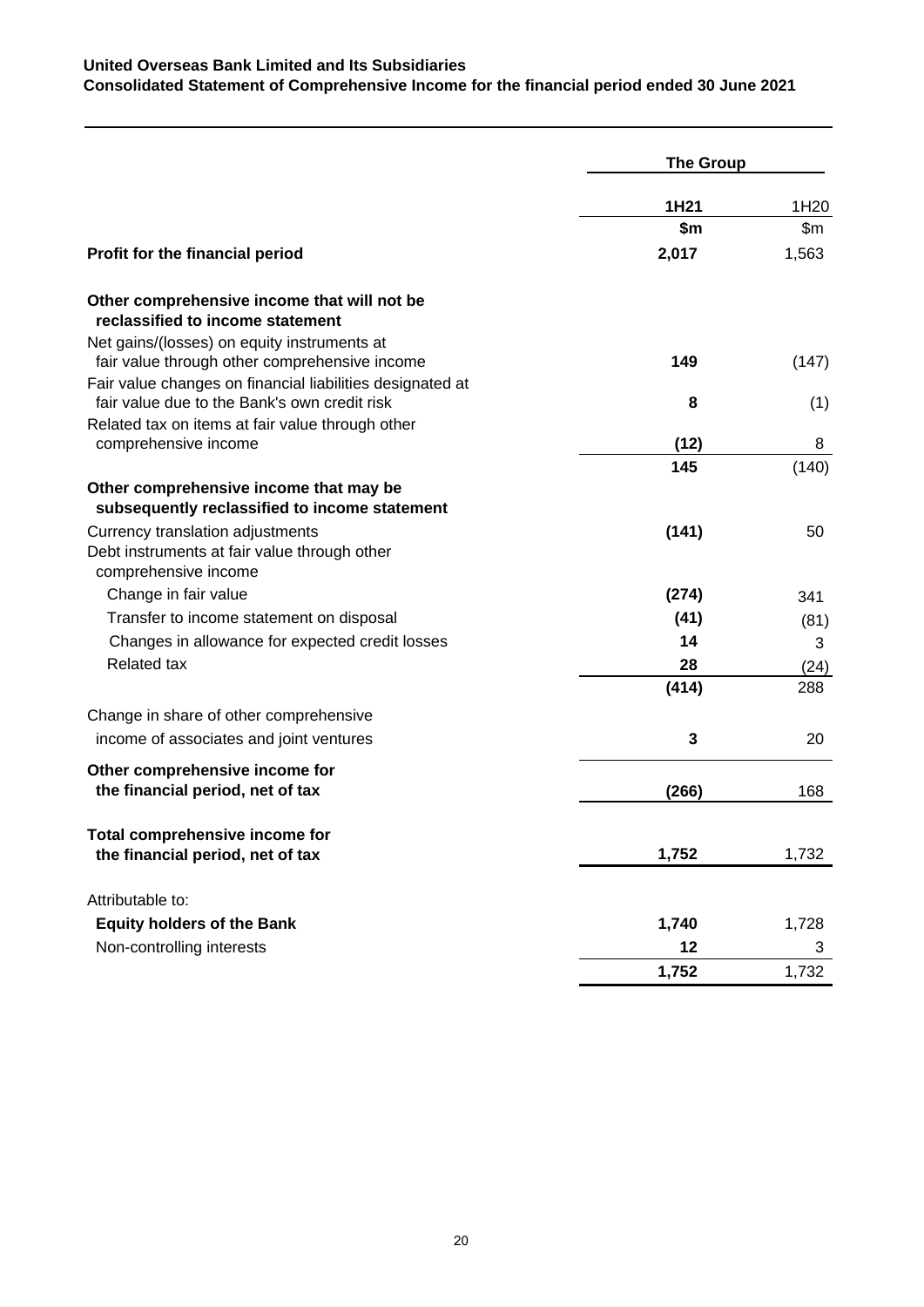**United Overseas Bank Limited and Its Subsidiaries**
**Consolidated Statement of Comprehensive Income for the financial period ended 30 June 2021**

| | The Group | |
|---|---|---|
| | **1H21** | 1H20 |
| | **$m** | $m |
| **Profit for the financial period** | **2,017** | 1,563 |
| **Other comprehensive income that will not be reclassified to income statement** | | |
| Net gains/(losses) on equity instruments at fair value through other comprehensive income | **149** | (147) |
| Fair value changes on financial liabilities designated at fair value due to the Bank's own credit risk | **8** | (1) |
| Related tax on items at fair value through other comprehensive income | **(12)** | 8 |
| | **145** | (140) |
| **Other comprehensive income that may be subsequently reclassified to income statement** | | |
| Currency translation adjustments | **(141)** | 50 |
| Debt instruments at fair value through other comprehensive income | | |
| Change in fair value | **(274)** | 341 |
| Transfer to income statement on disposal | **(41)** | (81) |
| Changes in allowance for expected credit losses | **14** | 3 |
| Related tax | **28** | (24) |
| | **(414)** | 288 |
| Change in share of other comprehensive income of associates and joint ventures | **3** | 20 |
| **Other comprehensive income for the financial period, net of tax** | **(266)** | 168 |
| **Total comprehensive income for the financial period, net of tax** | **1,752** | 1,732 |
| Attributable to: | | |
| **Equity holders of the Bank** | **1,740** | 1,728 |
| Non-controlling interests | **12** | 3 |
| | **1,752** | 1,732 |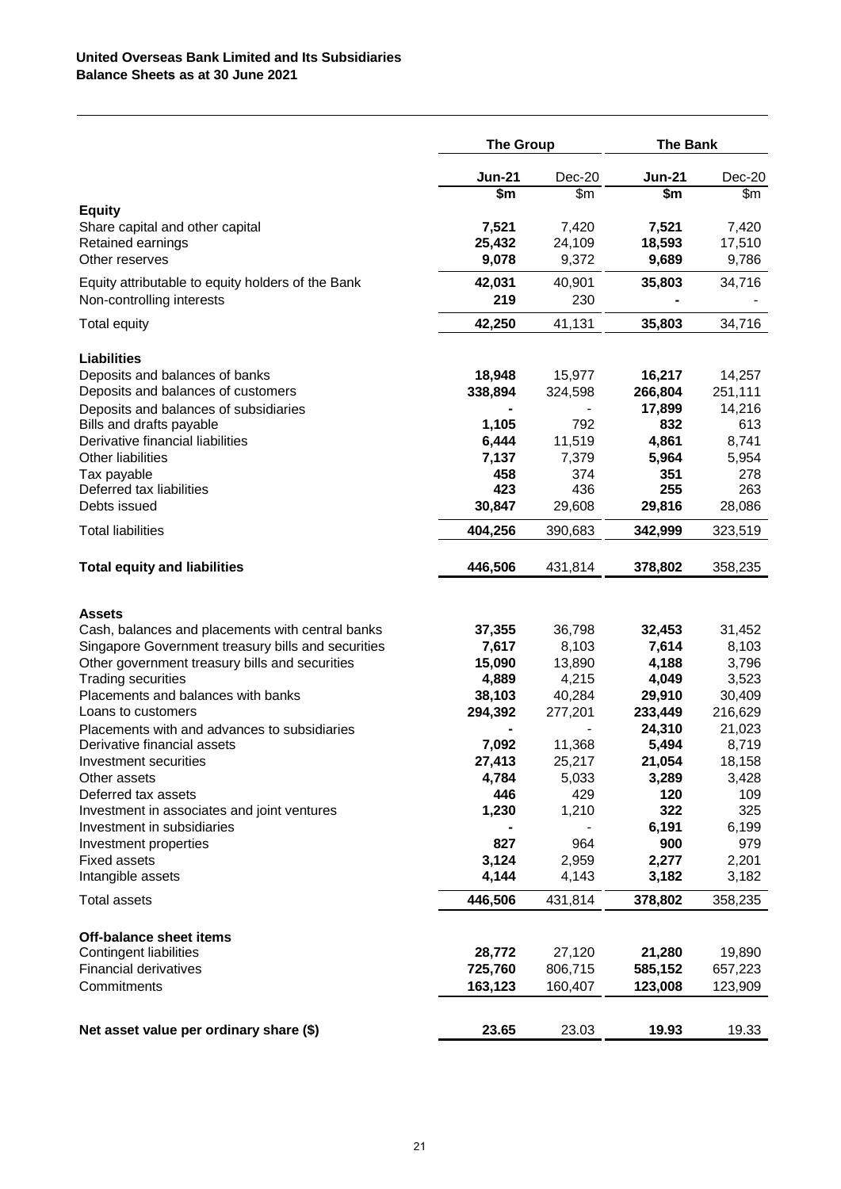**United Overseas Bank Limited and Its Subsidiaries**
**Balance Sheets as at 30 June 2021**

| | The Group | | The Bank | |
|---|---|---|---|---|
| | **Jun-21** | Dec-20 | **Jun-21** | Dec-20 |
| | **$m** | $m | **$m** | $m |
| **Equity** | | | | |
| Share capital and other capital | **7,521** | 7,420 | **7,521** | 7,420 |
| Retained earnings | **25,432** | 24,109 | **18,593** | 17,510 |
| Other reserves | **9,078** | 9,372 | **9,689** | 9,786 |
| Equity attributable to equity holders of the Bank | **42,031** | 40,901 | **35,803** | 34,716 |
| Non-controlling interests | **219** | 230 | **-** | - |
| Total equity | **42,250** | 41,131 | **35,803** | 34,716 |
| **Liabilities** | | | | |
| Deposits and balances of banks | **18,948** | 15,977 | **16,217** | 14,257 |
| Deposits and balances of customers | **338,894** | 324,598 | **266,804** | 251,111 |
| Deposits and balances of subsidiaries | **-** | - | **17,899** | 14,216 |
| Bills and drafts payable | **1,105** | 792 | **832** | 613 |
| Derivative financial liabilities | **6,444** | 11,519 | **4,861** | 8,741 |
| Other liabilities | **7,137** | 7,379 | **5,964** | 5,954 |
| Tax payable | **458** | 374 | **351** | 278 |
| Deferred tax liabilities | **423** | 436 | **255** | 263 |
| Debts issued | **30,847** | 29,608 | **29,816** | 28,086 |
| Total liabilities | **404,256** | 390,683 | **342,999** | 323,519 |
| **Total equity and liabilities** | **446,506** | 431,814 | **378,802** | 358,235 |
| **Assets** | | | | |
| Cash, balances and placements with central banks | **37,355** | 36,798 | **32,453** | 31,452 |
| Singapore Government treasury bills and securities | **7,617** | 8,103 | **7,614** | 8,103 |
| Other government treasury bills and securities | **15,090** | 13,890 | **4,188** | 3,796 |
| Trading securities | **4,889** | 4,215 | **4,049** | 3,523 |
| Placements and balances with banks | **38,103** | 40,284 | **29,910** | 30,409 |
| Loans to customers | **294,392** | 277,201 | **233,449** | 216,629 |
| Placements with and advances to subsidiaries | **-** | - | **24,310** | 21,023 |
| Derivative financial assets | **7,092** | 11,368 | **5,494** | 8,719 |
| Investment securities | **27,413** | 25,217 | **21,054** | 18,158 |
| Other assets | **4,784** | 5,033 | **3,289** | 3,428 |
| Deferred tax assets | **446** | 429 | **120** | 109 |
| Investment in associates and joint ventures | **1,230** | 1,210 | **322** | 325 |
| Investment in subsidiaries | **-** | - | **6,191** | 6,199 |
| Investment properties | **827** | 964 | **900** | 979 |
| Fixed assets | **3,124** | 2,959 | **2,277** | 2,201 |
| Intangible assets | **4,144** | 4,143 | **3,182** | 3,182 |
| Total assets | **446,506** | 431,814 | **378,802** | 358,235 |
| **Off-balance sheet items** | | | | |
| Contingent liabilities | **28,772** | 27,120 | **21,280** | 19,890 |
| Financial derivatives | **725,760** | 806,715 | **585,152** | 657,223 |
| Commitments | **163,123** | 160,407 | **123,008** | 123,909 |
| **Net asset value per ordinary share ($)** | **23.65** | 23.03 | **19.93** | 19.33 |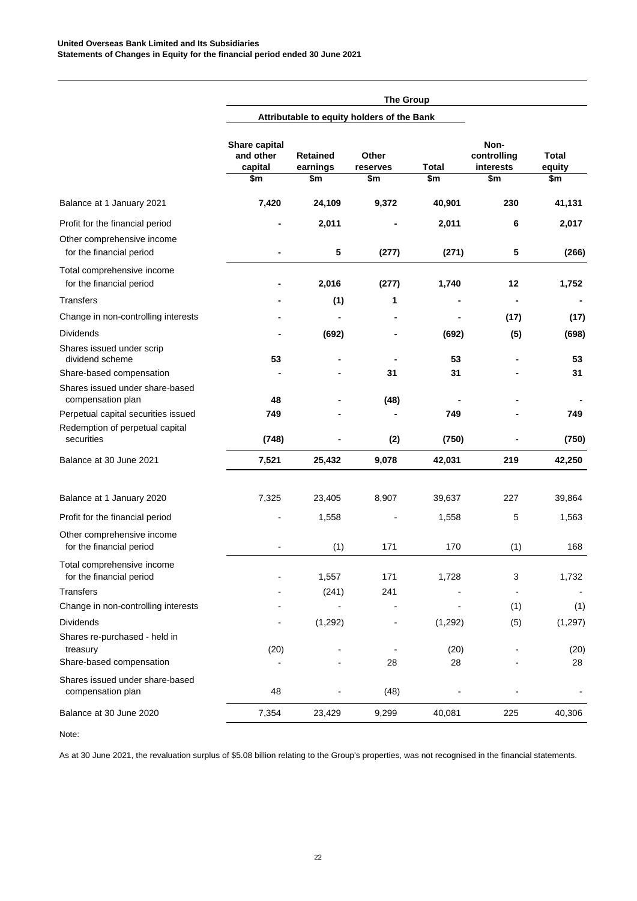**United Overseas Bank Limited and Its Subsidiaries**
**Statements of Changes in Equity for the financial period ended 30 June 2021**

| | The Group | | | | | |
|---|---|---|---|---|---|---|
| | Attributable to equity holders of the Bank | | | | | |
| | Share capital and other capital | Retained earnings | Other reserves | Total | Non-controlling interests | Total equity |
| | $m | $m | $m | $m | $m | $m |
| Balance at 1 January 2021 | **7,420** | **24,109** | **9,372** | **40,901** | **230** | **41,131** |
| Profit for the financial period | **-** | **2,011** | **-** | **2,011** | **6** | **2,017** |
| Other comprehensive income for the financial period | **-** | **5** | **(277)** | **(271)** | **5** | **(266)** |
| Total comprehensive income for the financial period | **-** | **2,016** | **(277)** | **1,740** | **12** | **1,752** |
| Transfers | **-** | **(1)** | **1** | **-** | **-** | **-** |
| Change in non-controlling interests | **-** | **-** | **-** | **-** | **(17)** | **(17)** |
| Dividends | **-** | **(692)** | **-** | **(692)** | **(5)** | **(698)** |
| Shares issued under scrip dividend scheme | **53** | **-** | **-** | **53** | **-** | **53** |
| Share-based compensation | **-** | **-** | **31** | **31** | **-** | **31** |
| Shares issued under share-based compensation plan | **48** | **-** | **(48)** | **-** | **-** | **-** |
| Perpetual capital securities issued | **749** | **-** | **-** | **749** | **-** | **749** |
| Redemption of perpetual capital securities | **(748)** | **-** | **(2)** | **(750)** | **-** | **(750)** |
| Balance at 30 June 2021 | **7,521** | **25,432** | **9,078** | **42,031** | **219** | **42,250** |
| | | | | | | |
| Balance at 1 January 2020 | 7,325 | 23,405 | 8,907 | 39,637 | 227 | 39,864 |
| Profit for the financial period | - | 1,558 | - | 1,558 | 5 | 1,563 |
| Other comprehensive income for the financial period | - | (1) | 171 | 170 | (1) | 168 |
| Total comprehensive income for the financial period | - | 1,557 | 171 | 1,728 | 3 | 1,732 |
| Transfers | - | (241) | 241 | - | - | - |
| Change in non-controlling interests | - | - | - | - | (1) | (1) |
| Dividends | - | (1,292) | - | (1,292) | (5) | (1,297) |
| Shares re-purchased - held in treasury | (20) | - | - | (20) | - | (20) |
| Share-based compensation | - | - | 28 | 28 | - | 28 |
| Shares issued under share-based compensation plan | 48 | - | (48) | - | - | - |
| Balance at 30 June 2020 | 7,354 | 23,429 | 9,299 | 40,081 | 225 | 40,306 |

Note:

As at 30 June 2021, the revaluation surplus of $5.08 billion relating to the Group's properties, was not recognised in the financial statements.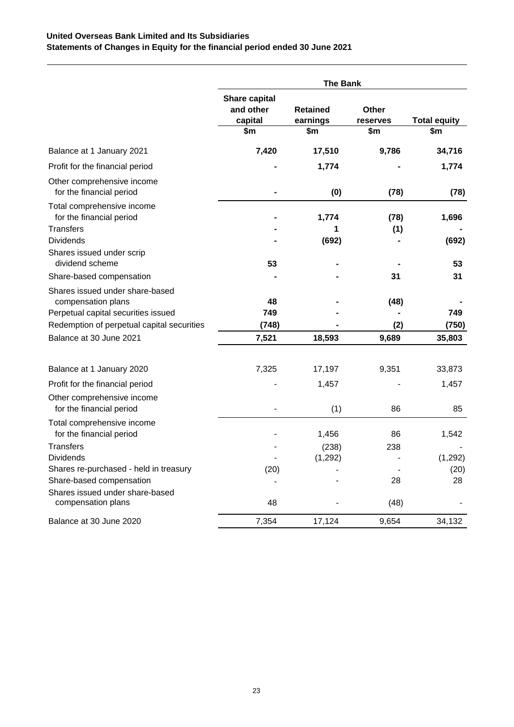**United Overseas Bank Limited and Its Subsidiaries**
**Statements of Changes in Equity for the financial period ended 30 June 2021**

| | The Bank | | | |
|---|---|---|---|---|
| | Share capital and other capital | Retained earnings | Other reserves | Total equity |
| | $m | $m | $m | $m |
| Balance at 1 January 2021 | **7,420** | **17,510** | **9,786** | **34,716** |
| Profit for the financial period | **-** | **1,774** | **-** | **1,774** |
| Other comprehensive income for the financial period | **-** | **(0)** | **(78)** | **(78)** |
| Total comprehensive income for the financial period | **-** | **1,774** | **(78)** | **1,696** |
| Transfers | **-** | **1** | **(1)** | **-** |
| Dividends | **-** | **(692)** | **-** | **(692)** |
| Shares issued under scrip dividend scheme | **53** | **-** | **-** | **53** |
| Share-based compensation | **-** | **-** | **31** | **31** |
| Shares issued under share-based compensation plans | **48** | **-** | **(48)** | **-** |
| Perpetual capital securities issued | **749** | **-** | **-** | **749** |
| Redemption of perpetual capital securities | **(748)** | **-** | **(2)** | **(750)** |
| Balance at 30 June 2021 | **7,521** | **18,593** | **9,689** | **35,803** |
| | | | | |
| Balance at 1 January 2020 | 7,325 | 17,197 | 9,351 | 33,873 |
| Profit for the financial period | - | 1,457 | - | 1,457 |
| Other comprehensive income for the financial period | - | (1) | 86 | 85 |
| Total comprehensive income for the financial period | - | 1,456 | 86 | 1,542 |
| Transfers | - | (238) | 238 | - |
| Dividends | - | (1,292) | - | (1,292) |
| Shares re-purchased - held in treasury | (20) | - | - | (20) |
| Share-based compensation | - | - | 28 | 28 |
| Shares issued under share-based compensation plans | 48 | - | (48) | - |
| Balance at 30 June 2020 | 7,354 | 17,124 | 9,654 | 34,132 |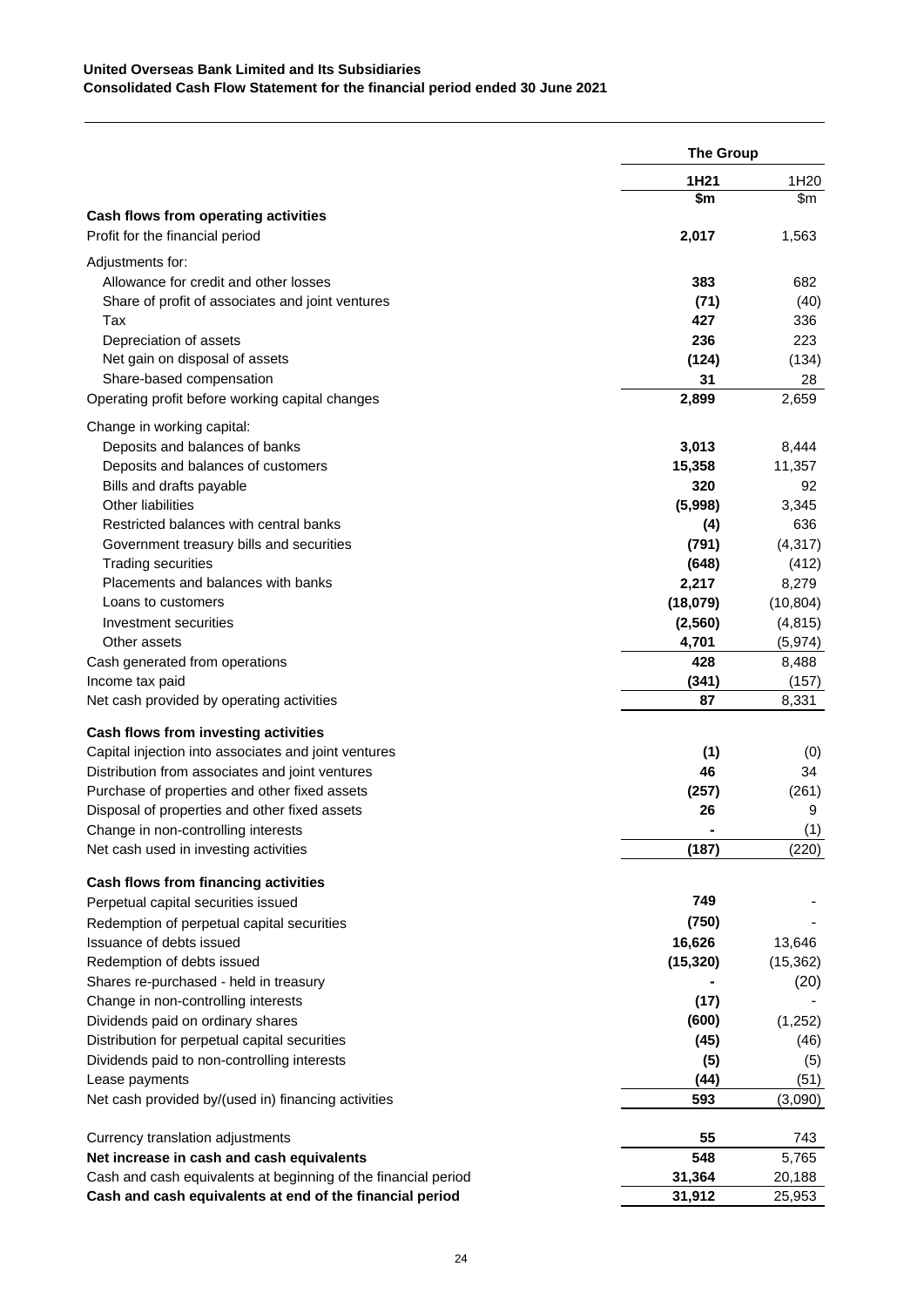**United Overseas Bank Limited and Its Subsidiaries**
**Consolidated Cash Flow Statement for the financial period ended 30 June 2021**

| | The Group | |
|---|---|---|
| | **1H21** | 1H20 |
| | **$m** | $m |
| **Cash flows from operating activities** | | |
| Profit for the financial period | **2,017** | 1,563 |
| Adjustments for: | | |
| Allowance for credit and other losses | **383** | 682 |
| Share of profit of associates and joint ventures | **(71)** | (40) |
| Tax | **427** | 336 |
| Depreciation of assets | **236** | 223 |
| Net gain on disposal of assets | **(124)** | (134) |
| Share-based compensation | **31** | 28 |
| Operating profit before working capital changes | **2,899** | 2,659 |
| Change in working capital: | | |
| Deposits and balances of banks | **3,013** | 8,444 |
| Deposits and balances of customers | **15,358** | 11,357 |
| Bills and drafts payable | **320** | 92 |
| Other liabilities | **(5,998)** | 3,345 |
| Restricted balances with central banks | **(4)** | 636 |
| Government treasury bills and securities | **(791)** | (4,317) |
| Trading securities | **(648)** | (412) |
| Placements and balances with banks | **2,217** | 8,279 |
| Loans to customers | **(18,079)** | (10,804) |
| Investment securities | **(2,560)** | (4,815) |
| Other assets | **4,701** | (5,974) |
| Cash generated from operations | **428** | 8,488 |
| Income tax paid | **(341)** | (157) |
| Net cash provided by operating activities | **87** | 8,331 |
| **Cash flows from investing activities** | | |
| Capital injection into associates and joint ventures | **(1)** | (0) |
| Distribution from associates and joint ventures | **46** | 34 |
| Purchase of properties and other fixed assets | **(257)** | (261) |
| Disposal of properties and other fixed assets | **26** | 9 |
| Change in non-controlling interests | **-** | (1) |
| Net cash used in investing activities | **(187)** | (220) |
| **Cash flows from financing activities** | | |
| Perpetual capital securities issued | **749** | - |
| Redemption of perpetual capital securities | **(750)** | - |
| Issuance of debts issued | **16,626** | 13,646 |
| Redemption of debts issued | **(15,320)** | (15,362) |
| Shares re-purchased - held in treasury | **-** | (20) |
| Change in non-controlling interests | **(17)** | - |
| Dividends paid on ordinary shares | **(600)** | (1,252) |
| Distribution for perpetual capital securities | **(45)** | (46) |
| Dividends paid to non-controlling interests | **(5)** | (5) |
| Lease payments | **(44)** | (51) |
| Net cash provided by/(used in) financing activities | **593** | (3,090) |
| Currency translation adjustments | **55** | 743 |
| **Net increase in cash and cash equivalents** | **548** | 5,765 |
| Cash and cash equivalents at beginning of the financial period | **31,364** | 20,188 |
| **Cash and cash equivalents at end of the financial period** | **31,912** | 25,953 |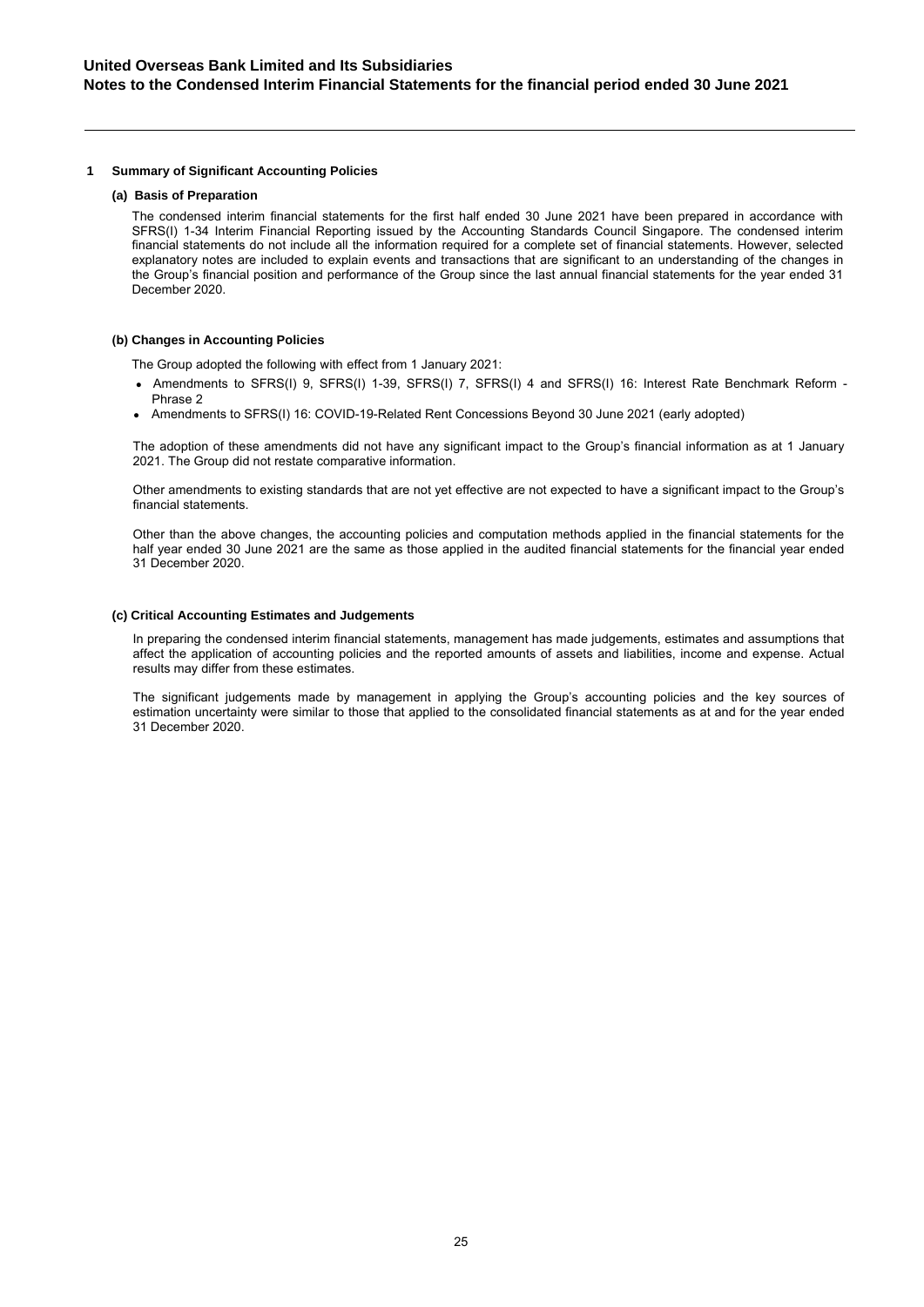## 1 Summary of Significant Accounting Policies

### (a) Basis of Preparation

The condensed interim financial statements for the first half ended 30 June 2021 have been prepared in accordance with SFRS(I) 1-34 Interim Financial Reporting issued by the Accounting Standards Council Singapore. The condensed interim financial statements do not include all the information required for a complete set of financial statements. However, selected explanatory notes are included to explain events and transactions that are significant to an understanding of the changes in the Group's financial position and performance of the Group since the last annual financial statements for the year ended 31 December 2020.

### (b) Changes in Accounting Policies

The Group adopted the following with effect from 1 January 2021:

- Amendments to SFRS(I) 9, SFRS(I) 1-39, SFRS(I) 7, SFRS(I) 4 and SFRS(I) 16: Interest Rate Benchmark Reform - Phrase 2
- Amendments to SFRS(I) 16: COVID-19-Related Rent Concessions Beyond 30 June 2021 (early adopted)

The adoption of these amendments did not have any significant impact to the Group's financial information as at 1 January 2021. The Group did not restate comparative information.

Other amendments to existing standards that are not yet effective are not expected to have a significant impact to the Group's financial statements.

Other than the above changes, the accounting policies and computation methods applied in the financial statements for the half year ended 30 June 2021 are the same as those applied in the audited financial statements for the financial year ended 31 December 2020.

### (c) Critical Accounting Estimates and Judgements

In preparing the condensed interim financial statements, management has made judgements, estimates and assumptions that affect the application of accounting policies and the reported amounts of assets and liabilities, income and expense. Actual results may differ from these estimates.

The significant judgements made by management in applying the Group's accounting policies and the key sources of estimation uncertainty were similar to those that applied to the consolidated financial statements as at and for the year ended 31 December 2020.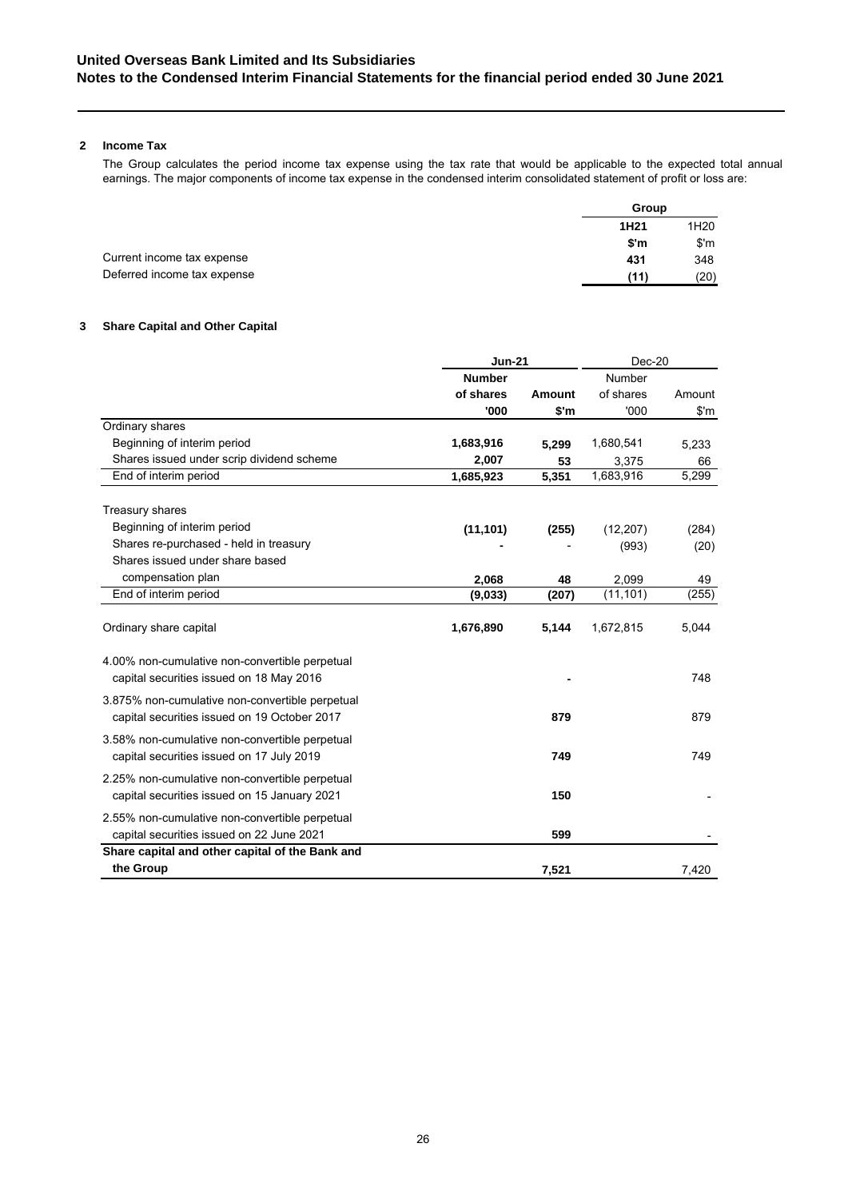**United Overseas Bank Limited and Its Subsidiaries**
**Notes to the Condensed Interim Financial Statements for the financial period ended 30 June 2021**

## 2 Income Tax

The Group calculates the period income tax expense using the tax rate that would be applicable to the expected total annual earnings. The major components of income tax expense in the condensed interim consolidated statement of profit or loss are:

| | Group | |
|---|---|---|
| | **1H21** | 1H20 |
| | **$'m** | $'m |
| Current income tax expense | **431** | 348 |
| Deferred income tax expense | **(11)** | (20) |

## 3 Share Capital and Other Capital

| | **Jun-21** | | Dec-20 | |
|---|---|---|---|---|
| | **Number of shares** | **Amount** | Number of shares | Amount |
| | **'000** | **$'m** | '000 | $'m |
| Ordinary shares | | | | |
| Beginning of interim period | **1,683,916** | **5,299** | 1,680,541 | 5,233 |
| Shares issued under scrip dividend scheme | **2,007** | **53** | 3,375 | 66 |
| End of interim period | **1,685,923** | **5,351** | 1,683,916 | 5,299 |
| | | | | |
| Treasury shares | | | | |
| Beginning of interim period | **(11,101)** | **(255)** | (12,207) | (284) |
| Shares re-purchased - held in treasury | **-** | - | (993) | (20) |
| Shares issued under share based compensation plan | **2,068** | **48** | 2,099 | 49 |
| End of interim period | **(9,033)** | **(207)** | (11,101) | (255) |
| | | | | |
| Ordinary share capital | **1,676,890** | **5,144** | 1,672,815 | 5,044 |
| | | | | |
| 4.00% non-cumulative non-convertible perpetual capital securities issued on 18 May 2016 | | **-** | | 748 |
| 3.875% non-cumulative non-convertible perpetual capital securities issued on 19 October 2017 | | **879** | | 879 |
| 3.58% non-cumulative non-convertible perpetual capital securities issued on 17 July 2019 | | **749** | | 749 |
| 2.25% non-cumulative non-convertible perpetual capital securities issued on 15 January 2021 | | **150** | | - |
| 2.55% non-cumulative non-convertible perpetual capital securities issued on 22 June 2021 | | **599** | | - |
| **Share capital and other capital of the Bank and the Group** | | **7,521** | | 7,420 |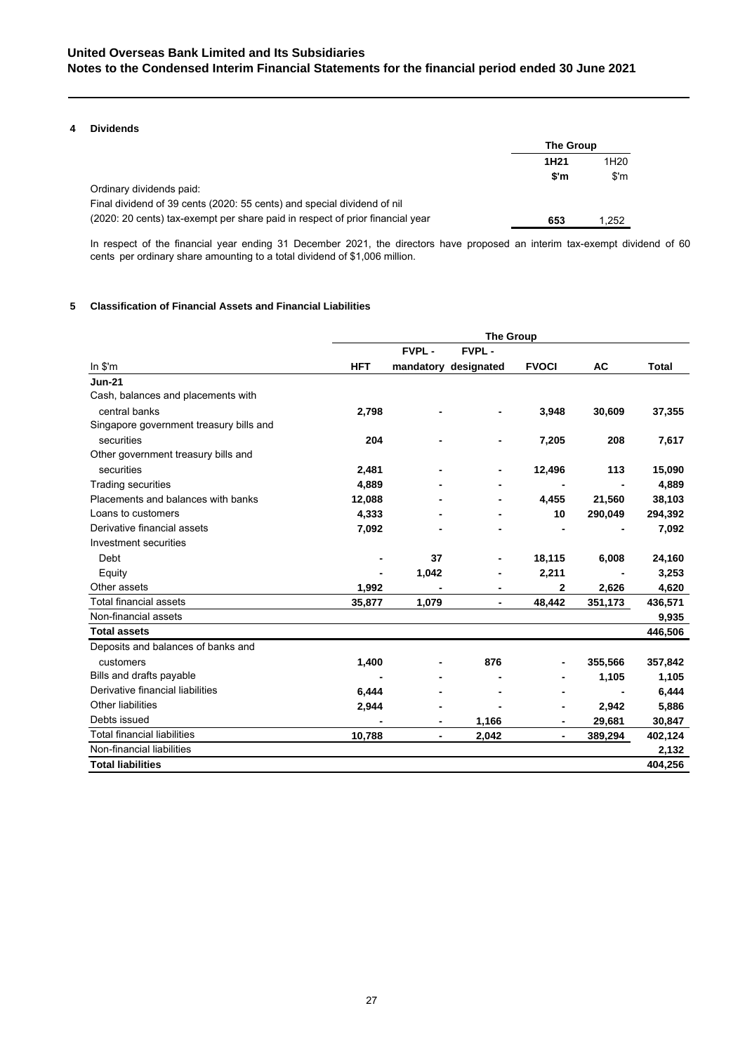## 4 Dividends

| | The Group | |
|---|---|---|
| | **1H21** | 1H20 |
| | **\$'m** | \$'m |
| Ordinary dividends paid: | | |
| Final dividend of 39 cents (2020: 55 cents) and special dividend of nil (2020: 20 cents) tax-exempt per share paid in respect of prior financial year | **653** | 1,252 |

In respect of the financial year ending 31 December 2021, the directors have proposed an interim tax-exempt dividend of 60 cents per ordinary share amounting to a total dividend of \$1,006 million.

## 5 Classification of Financial Assets and Financial Liabilities

| | The Group | | | | | |
|---|---|---|---|---|---|---|
| In \$'m | **HFT** | **FVPL - mandatory** | **FVPL - designated** | **FVOCI** | **AC** | **Total** |
| **Jun-21** | | | | | | |
| Cash, balances and placements with central banks | **2,798** | **-** | **-** | **3,948** | **30,609** | **37,355** |
| Singapore government treasury bills and securities | **204** | **-** | **-** | **7,205** | **208** | **7,617** |
| Other government treasury bills and securities | **2,481** | **-** | **-** | **12,496** | **113** | **15,090** |
| Trading securities | **4,889** | **-** | **-** | **-** | **-** | **4,889** |
| Placements and balances with banks | **12,088** | **-** | **-** | **4,455** | **21,560** | **38,103** |
| Loans to customers | **4,333** | **-** | **-** | **10** | **290,049** | **294,392** |
| Derivative financial assets | **7,092** | **-** | **-** | **-** | **-** | **7,092** |
| Investment securities | | | | | | |
| Debt | **-** | **37** | **-** | **18,115** | **6,008** | **24,160** |
| Equity | **-** | **1,042** | **-** | **2,211** | **-** | **3,253** |
| Other assets | **1,992** | **-** | **-** | **2** | **2,626** | **4,620** |
| Total financial assets | **35,877** | **1,079** | **-** | **48,442** | **351,173** | **436,571** |
| Non-financial assets | | | | | | **9,935** |
| **Total assets** | | | | | | **446,506** |
| Deposits and balances of banks and customers | **1,400** | **-** | **876** | **-** | **355,566** | **357,842** |
| Bills and drafts payable | **-** | **-** | **-** | **-** | **1,105** | **1,105** |
| Derivative financial liabilities | **6,444** | **-** | **-** | **-** | **-** | **6,444** |
| Other liabilities | **2,944** | **-** | **-** | **-** | **2,942** | **5,886** |
| Debts issued | **-** | **-** | **1,166** | **-** | **29,681** | **30,847** |
| Total financial liabilities | **10,788** | **-** | **2,042** | **-** | **389,294** | **402,124** |
| Non-financial liabilities | | | | | | **2,132** |
| **Total liabilities** | | | | | | **404,256** |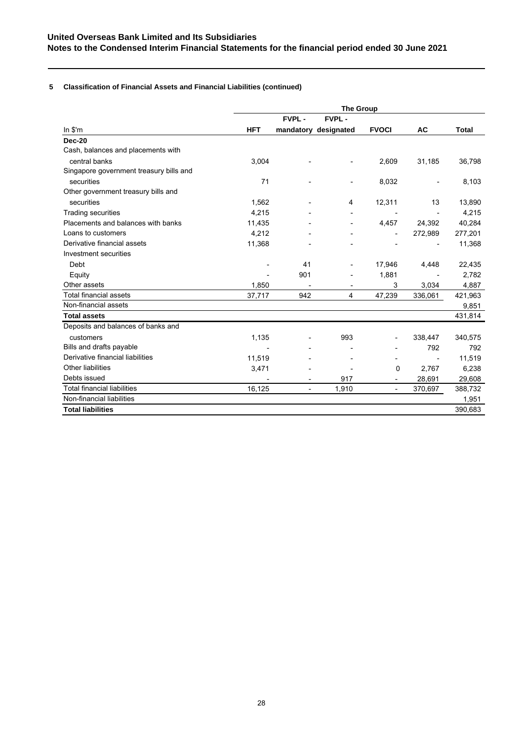**5 Classification of Financial Assets and Financial Liabilities (continued)**

| | The Group | | | | | |
|---|---|---|---|---|---|---|
| In $'m | HFT | FVPL - mandatory | FVPL - designated | FVOCI | AC | Total |
| **Dec-20** | | | | | | |
| Cash, balances and placements with central banks | 3,004 | - | - | 2,609 | 31,185 | 36,798 |
| Singapore government treasury bills and securities | 71 | - | - | 8,032 | - | 8,103 |
| Other government treasury bills and securities | 1,562 | - | 4 | 12,311 | 13 | 13,890 |
| Trading securities | 4,215 | - | - | - | - | 4,215 |
| Placements and balances with banks | 11,435 | - | - | 4,457 | 24,392 | 40,284 |
| Loans to customers | 4,212 | - | - | - | 272,989 | 277,201 |
| Derivative financial assets | 11,368 | - | - | - | - | 11,368 |
| Investment securities | | | | | | |
| Debt | - | 41 | - | 17,946 | 4,448 | 22,435 |
| Equity | - | 901 | - | 1,881 | - | 2,782 |
| Other assets | 1,850 | - | - | 3 | 3,034 | 4,887 |
| Total financial assets | 37,717 | 942 | 4 | 47,239 | 336,061 | 421,963 |
| Non-financial assets | | | | | | 9,851 |
| **Total assets** | | | | | | 431,814 |
| Deposits and balances of banks and customers | 1,135 | - | 993 | - | 338,447 | 340,575 |
| Bills and drafts payable | - | - | - | - | 792 | 792 |
| Derivative financial liabilities | 11,519 | - | - | - | - | 11,519 |
| Other liabilities | 3,471 | - | - | 0 | 2,767 | 6,238 |
| Debts issued | - | - | 917 | - | 28,691 | 29,608 |
| Total financial liabilities | 16,125 | - | 1,910 | - | 370,697 | 388,732 |
| Non-financial liabilities | | | | | | 1,951 |
| **Total liabilities** | | | | | | 390,683 |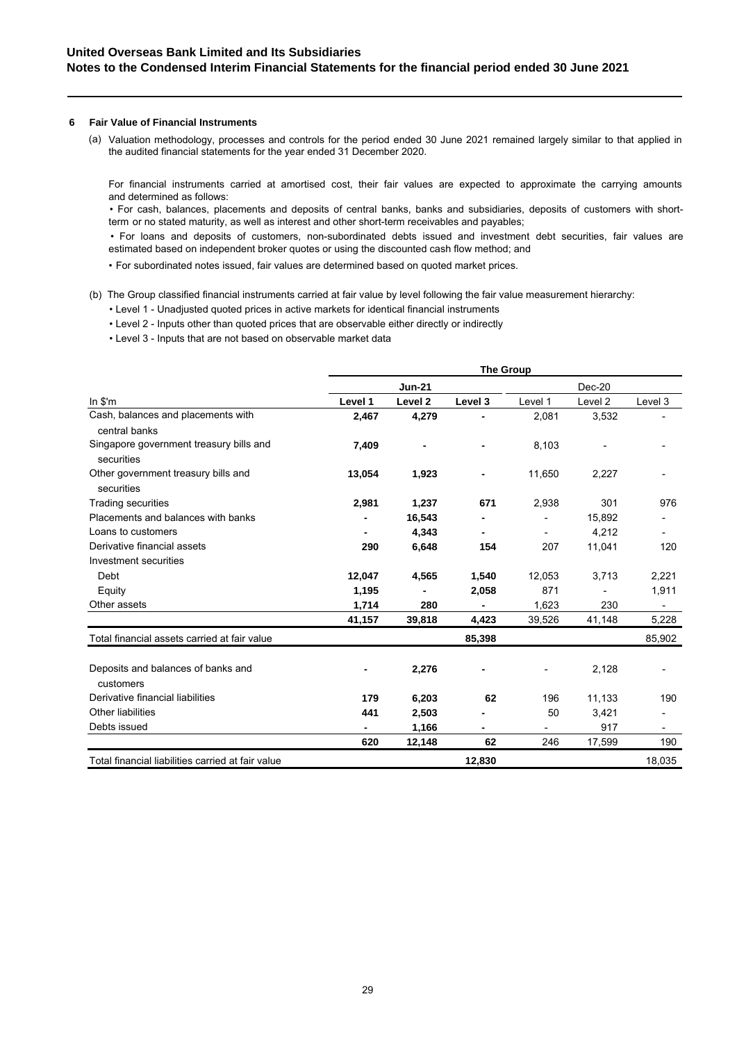## 6 Fair Value of Financial Instruments

(a) Valuation methodology, processes and controls for the period ended 30 June 2021 remained largely similar to that applied in the audited financial statements for the year ended 31 December 2020.

For financial instruments carried at amortised cost, their fair values are expected to approximate the carrying amounts and determined as follows:

- For cash, balances, placements and deposits of central banks, banks and subsidiaries, deposits of customers with short-term or no stated maturity, as well as interest and other short-term receivables and payables;
- For loans and deposits of customers, non-subordinated debts issued and investment debt securities, fair values are estimated based on independent broker quotes or using the discounted cash flow method; and
- For subordinated notes issued, fair values are determined based on quoted market prices.

(b) The Group classified financial instruments carried at fair value by level following the fair value measurement hierarchy:

- Level 1 - Unadjusted quoted prices in active markets for identical financial instruments
- Level 2 - Inputs other than quoted prices that are observable either directly or indirectly
- Level 3 - Inputs that are not based on observable market data

| | **The Group** | | | | | |
|---|---|---|---|---|---|---|
| | **Jun-21** | | | Dec-20 | | |
| In $'m | **Level 1** | **Level 2** | **Level 3** | Level 1 | Level 2 | Level 3 |
| Cash, balances and placements with central banks | **2,467** | **4,279** | **-** | 2,081 | 3,532 | - |
| Singapore government treasury bills and securities | **7,409** | **-** | **-** | 8,103 | - | - |
| Other government treasury bills and securities | **13,054** | **1,923** | **-** | 11,650 | 2,227 | - |
| Trading securities | **2,981** | **1,237** | **671** | 2,938 | 301 | 976 |
| Placements and balances with banks | **-** | **16,543** | **-** | - | 15,892 | - |
| Loans to customers | **-** | **4,343** | **-** | - | 4,212 | - |
| Derivative financial assets | **290** | **6,648** | **154** | 207 | 11,041 | 120 |
| Investment securities | | | | | | |
| Debt | **12,047** | **4,565** | **1,540** | 12,053 | 3,713 | 2,221 |
| Equity | **1,195** | **-** | **2,058** | 871 | - | 1,911 |
| Other assets | **1,714** | **280** | **-** | 1,623 | 230 | - |
| | **41,157** | **39,818** | **4,423** | 39,526 | 41,148 | 5,228 |
| Total financial assets carried at fair value | | | **85,398** | | | 85,902 |
| Deposits and balances of banks and customers | **-** | **2,276** | **-** | - | 2,128 | - |
| Derivative financial liabilities | **179** | **6,203** | **62** | 196 | 11,133 | 190 |
| Other liabilities | **441** | **2,503** | **-** | 50 | 3,421 | - |
| Debts issued | **-** | **1,166** | **-** | - | 917 | - |
| | **620** | **12,148** | **62** | 246 | 17,599 | 190 |
| Total financial liabilities carried at fair value | | | **12,830** | | | 18,035 |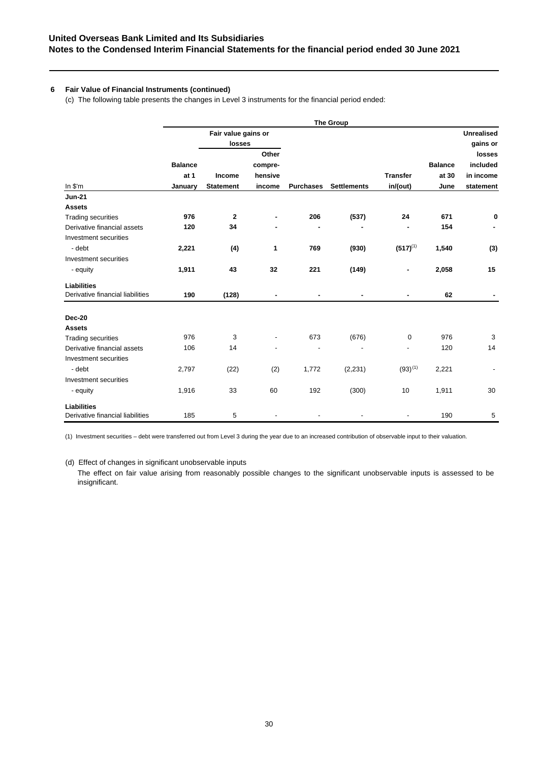**United Overseas Bank Limited and Its Subsidiaries**
**Notes to the Condensed Interim Financial Statements for the financial period ended 30 June 2021**

## 6 Fair Value of Financial Instruments (continued)

(c) The following table presents the changes in Level 3 instruments for the financial period ended:

| | The Group | | | | | | | |
|---|---|---|---|---|---|---|---|---|
| | | Fair value gains or losses | | | | | | |
| In $'m | Balance at 1 January | Income Statement | Other compre-hensive income | Purchases | Settlements | Transfer in/(out) | Balance at 30 June | Unrealised gains or losses included in income statement |
| **Jun-21** | | | | | | | | |
| **Assets** | | | | | | | | |
| Trading securities | **976** | **2** | **-** | **206** | **(537)** | **24** | **671** | **0** |
| Derivative financial assets | **120** | **34** | **-** | **-** | **-** | **-** | **154** | **-** |
| Investment securities | | | | | | | | |
| - debt | **2,221** | **(4)** | **1** | **769** | **(930)** | **(517)[1]** | **1,540** | **(3)** |
| Investment securities | | | | | | | | |
| - equity | **1,911** | **43** | **32** | **221** | **(149)** | **-** | **2,058** | **15** |
| **Liabilities** | | | | | | | | |
| Derivative financial liabilities | **190** | **(128)** | **-** | **-** | **-** | **-** | **62** | **-** |
| **Dec-20** | | | | | | | | |
| **Assets** | | | | | | | | |
| Trading securities | 976 | 3 | - | 673 | (676) | 0 | 976 | 3 |
| Derivative financial assets | 106 | 14 | - | - | - | - | 120 | 14 |
| Investment securities | | | | | | | | |
| - debt | 2,797 | (22) | (2) | 1,772 | (2,231) | (93)[1] | 2,221 | - |
| Investment securities | | | | | | | | |
| - equity | 1,916 | 33 | 60 | 192 | (300) | 10 | 1,911 | 30 |
| **Liabilities** | | | | | | | | |
| Derivative financial liabilities | 185 | 5 | - | - | - | - | 190 | 5 |

(1) Investment securities – debt were transferred out from Level 3 during the year due to an increased contribution of observable input to their valuation.

(d) Effect of changes in significant unobservable inputs

The effect on fair value arising from reasonably possible changes to the significant unobservable inputs is assessed to be insignificant.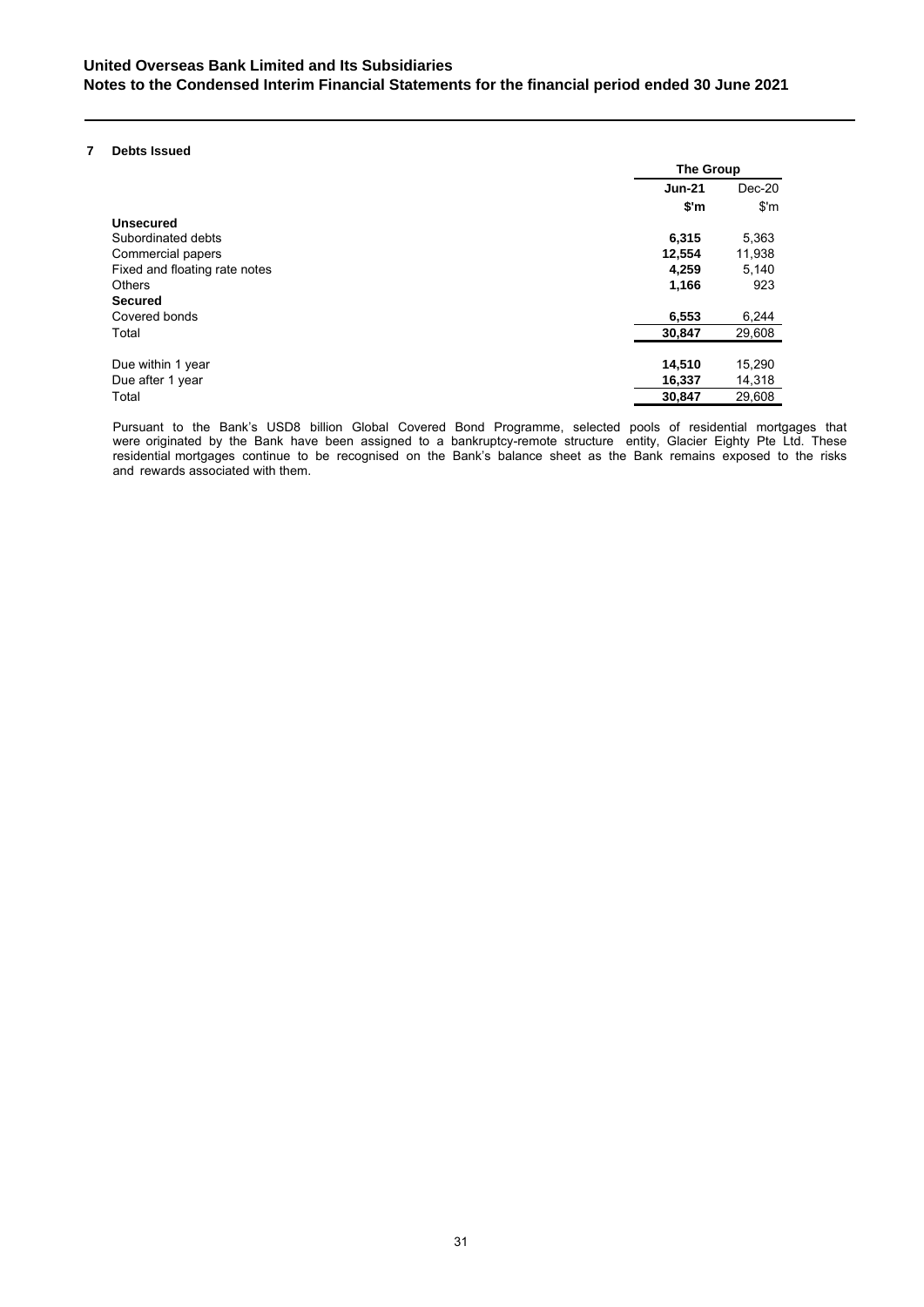**United Overseas Bank Limited and Its Subsidiaries**
**Notes to the Condensed Interim Financial Statements for the financial period ended 30 June 2021**

## 7 Debts Issued

| | The Group | |
|---|---|---|
| | **Jun-21** | Dec-20 |
| | **$'m** | $'m |
| **Unsecured** | | |
| Subordinated debts | **6,315** | 5,363 |
| Commercial papers | **12,554** | 11,938 |
| Fixed and floating rate notes | **4,259** | 5,140 |
| Others | **1,166** | 923 |
| **Secured** | | |
| Covered bonds | **6,553** | 6,244 |
| Total | **30,847** | 29,608 |
| | | |
| Due within 1 year | **14,510** | 15,290 |
| Due after 1 year | **16,337** | 14,318 |
| Total | **30,847** | 29,608 |

Pursuant to the Bank's USD8 billion Global Covered Bond Programme, selected pools of residential mortgages that were originated by the Bank have been assigned to a bankruptcy-remote structure entity, Glacier Eighty Pte Ltd. These residential mortgages continue to be recognised on the Bank's balance sheet as the Bank remains exposed to the risks and rewards associated with them.